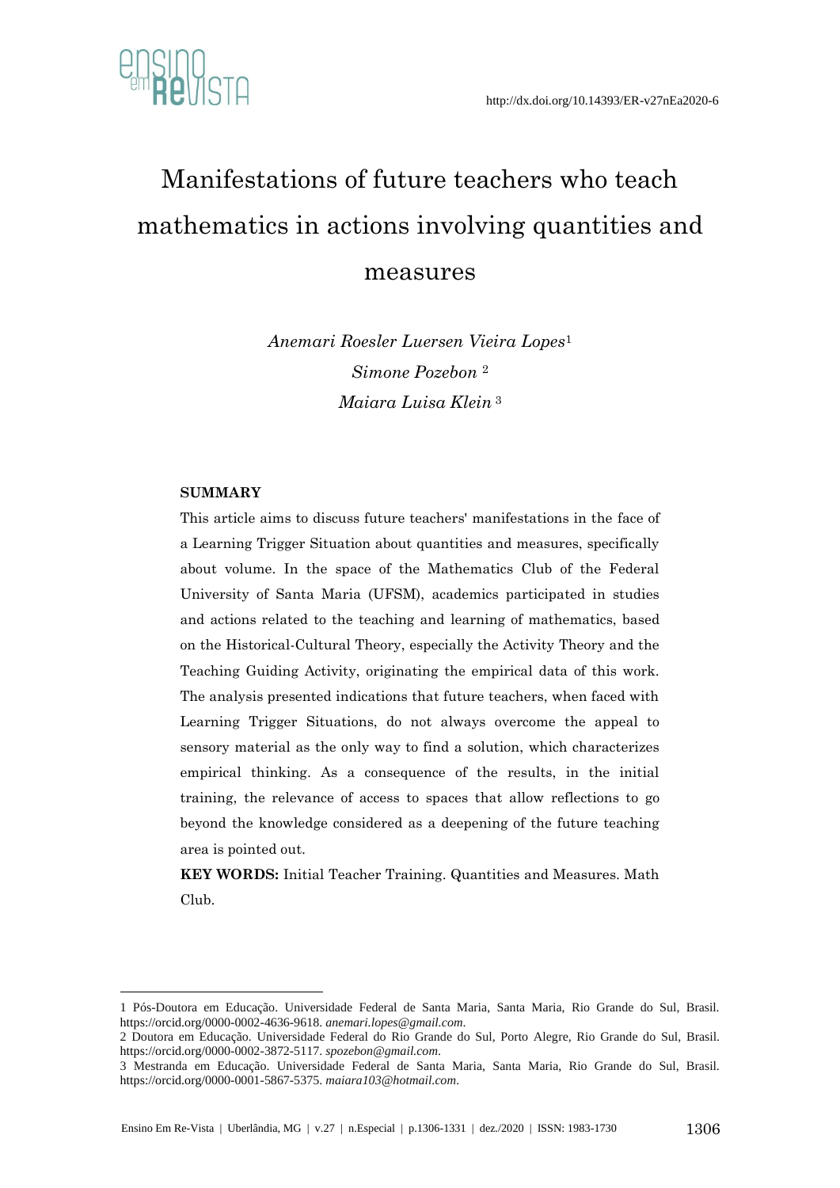http://dx.doi.org/10.14393/ER-v27nEa2020-6

# Manifestations of future teachers who teach mathematics in actions involving quantities and measures

*Anemari Roesler Luersen Vieira Lopes*[1]
*Simone Pozebon* [2]
*Maiara Luisa Klein* [3]

**SUMMARY**

This article aims to discuss future teachers' manifestations in the face of a Learning Trigger Situation about quantities and measures, specifically about volume. In the space of the Mathematics Club of the Federal University of Santa Maria (UFSM), academics participated in studies and actions related to the teaching and learning of mathematics, based on the Historical-Cultural Theory, especially the Activity Theory and the Teaching Guiding Activity, originating the empirical data of this work. The analysis presented indications that future teachers, when faced with Learning Trigger Situations, do not always overcome the appeal to sensory material as the only way to find a solution, which characterizes empirical thinking. As a consequence of the results, in the initial training, the relevance of access to spaces that allow reflections to go beyond the knowledge considered as a deepening of the future teaching area is pointed out.

**KEY WORDS:** Initial Teacher Training. Quantities and Measures. Math Club.

---

1 Pós-Doutora em Educação. Universidade Federal de Santa Maria, Santa Maria, Rio Grande do Sul, Brasil. https://orcid.org/0000-0002-4636-9618. *anemari.lopes@gmail.com*.

2 Doutora em Educação. Universidade Federal do Rio Grande do Sul, Porto Alegre, Rio Grande do Sul, Brasil. https://orcid.org/0000-0002-3872-5117. *spozebon@gmail.com*.

3 Mestranda em Educação. Universidade Federal de Santa Maria, Santa Maria, Rio Grande do Sul, Brasil. https://orcid.org/0000-0001-5867-5375. *maiara103@hotmail.com*.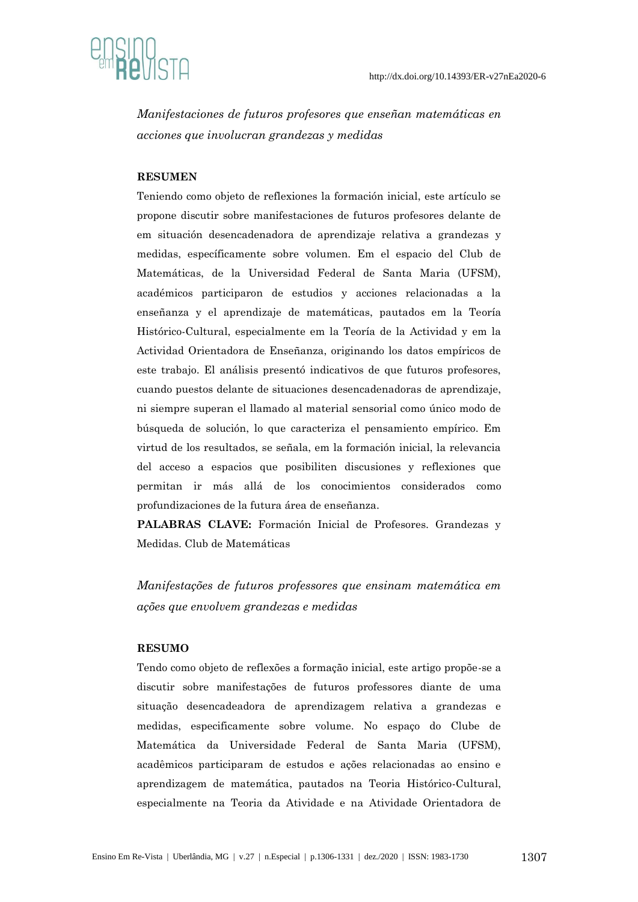*Manifestaciones de futuros profesores que enseñan matemáticas en acciones que involucran grandezas y medidas*

**RESUMEN**

Teniendo como objeto de reflexiones la formación inicial, este artículo se propone discutir sobre manifestaciones de futuros profesores delante de em situación desencadenadora de aprendizaje relativa a grandezas y medidas, específicamente sobre volumen. Em el espacio del Club de Matemáticas, de la Universidad Federal de Santa Maria (UFSM), académicos participaron de estudios y acciones relacionadas a la enseñanza y el aprendizaje de matemáticas, pautados em la Teoría Histórico-Cultural, especialmente em la Teoría de la Actividad y em la Actividad Orientadora de Enseñanza, originando los datos empíricos de este trabajo. El análisis presentó indicativos de que futuros profesores, cuando puestos delante de situaciones desencadenadoras de aprendizaje, ni siempre superan el llamado al material sensorial como único modo de búsqueda de solución, lo que caracteriza el pensamiento empírico. Em virtud de los resultados, se señala, em la formación inicial, la relevancia del acceso a espacios que posibiliten discusiones y reflexiones que permitan ir más allá de los conocimientos considerados como profundizaciones de la futura área de enseñanza.

**PALABRAS CLAVE:** Formación Inicial de Profesores. Grandezas y Medidas. Club de Matemáticas

*Manifestações de futuros professores que ensinam matemática em ações que envolvem grandezas e medidas*

**RESUMO**

Tendo como objeto de reflexões a formação inicial, este artigo propõe-se a discutir sobre manifestações de futuros professores diante de uma situação desencadeadora de aprendizagem relativa a grandezas e medidas, especificamente sobre volume. No espaço do Clube de Matemática da Universidade Federal de Santa Maria (UFSM), acadêmicos participaram de estudos e ações relacionadas ao ensino e aprendizagem de matemática, pautados na Teoria Histórico-Cultural, especialmente na Teoria da Atividade e na Atividade Orientadora de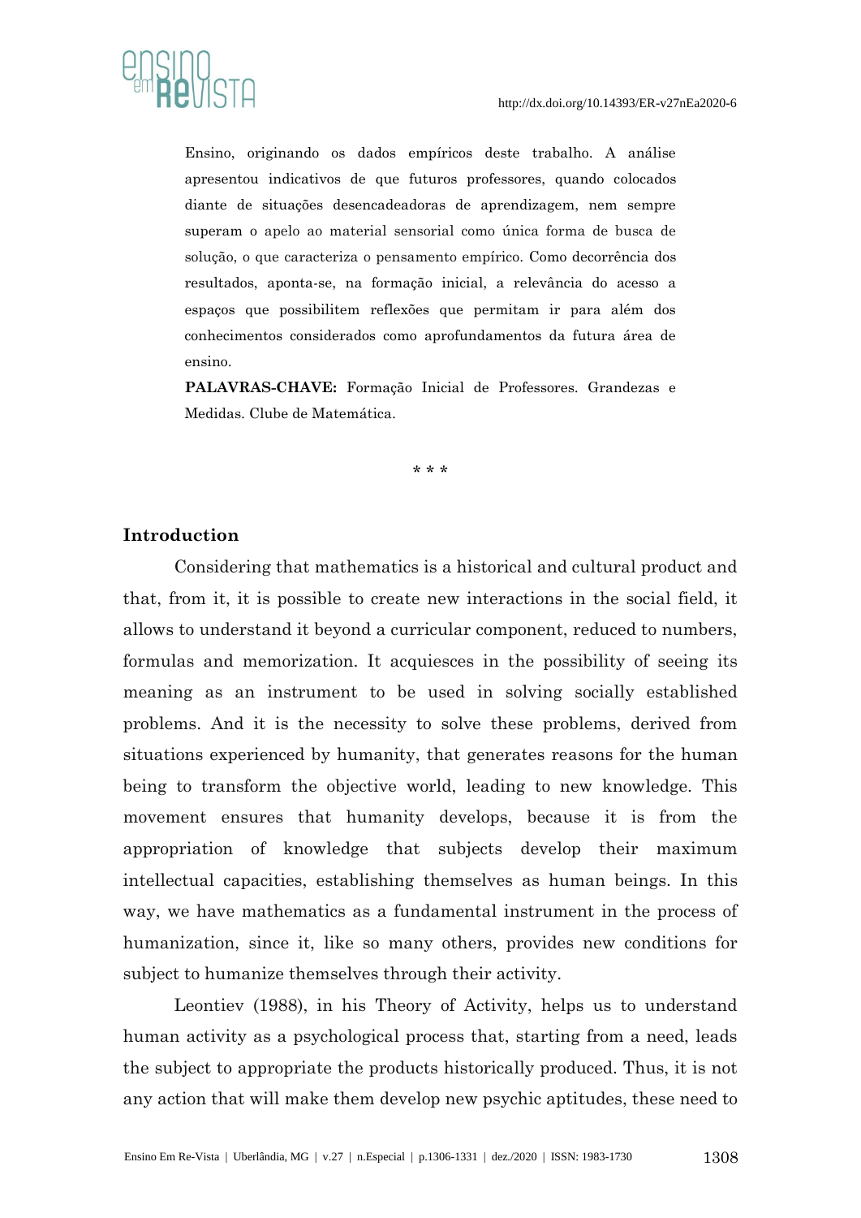Ensino, originando os dados empíricos deste trabalho. A análise apresentou indicativos de que futuros professores, quando colocados diante de situações desencadeadoras de aprendizagem, nem sempre superam o apelo ao material sensorial como única forma de busca de solução, o que caracteriza o pensamento empírico. Como decorrência dos resultados, aponta-se, na formação inicial, a relevância do acesso a espaços que possibilitem reflexões que permitam ir para além dos conhecimentos considerados como aprofundamentos da futura área de ensino.

**PALAVRAS-CHAVE:** Formação Inicial de Professores. Grandezas e Medidas. Clube de Matemática.

\* \* \*

## Introduction

Considering that mathematics is a historical and cultural product and that, from it, it is possible to create new interactions in the social field, it allows to understand it beyond a curricular component, reduced to numbers, formulas and memorization. It acquiesces in the possibility of seeing its meaning as an instrument to be used in solving socially established problems. And it is the necessity to solve these problems, derived from situations experienced by humanity, that generates reasons for the human being to transform the objective world, leading to new knowledge. This movement ensures that humanity develops, because it is from the appropriation of knowledge that subjects develop their maximum intellectual capacities, establishing themselves as human beings. In this way, we have mathematics as a fundamental instrument in the process of humanization, since it, like so many others, provides new conditions for subject to humanize themselves through their activity.

Leontiev (1988), in his Theory of Activity, helps us to understand human activity as a psychological process that, starting from a need, leads the subject to appropriate the products historically produced. Thus, it is not any action that will make them develop new psychic aptitudes, these need to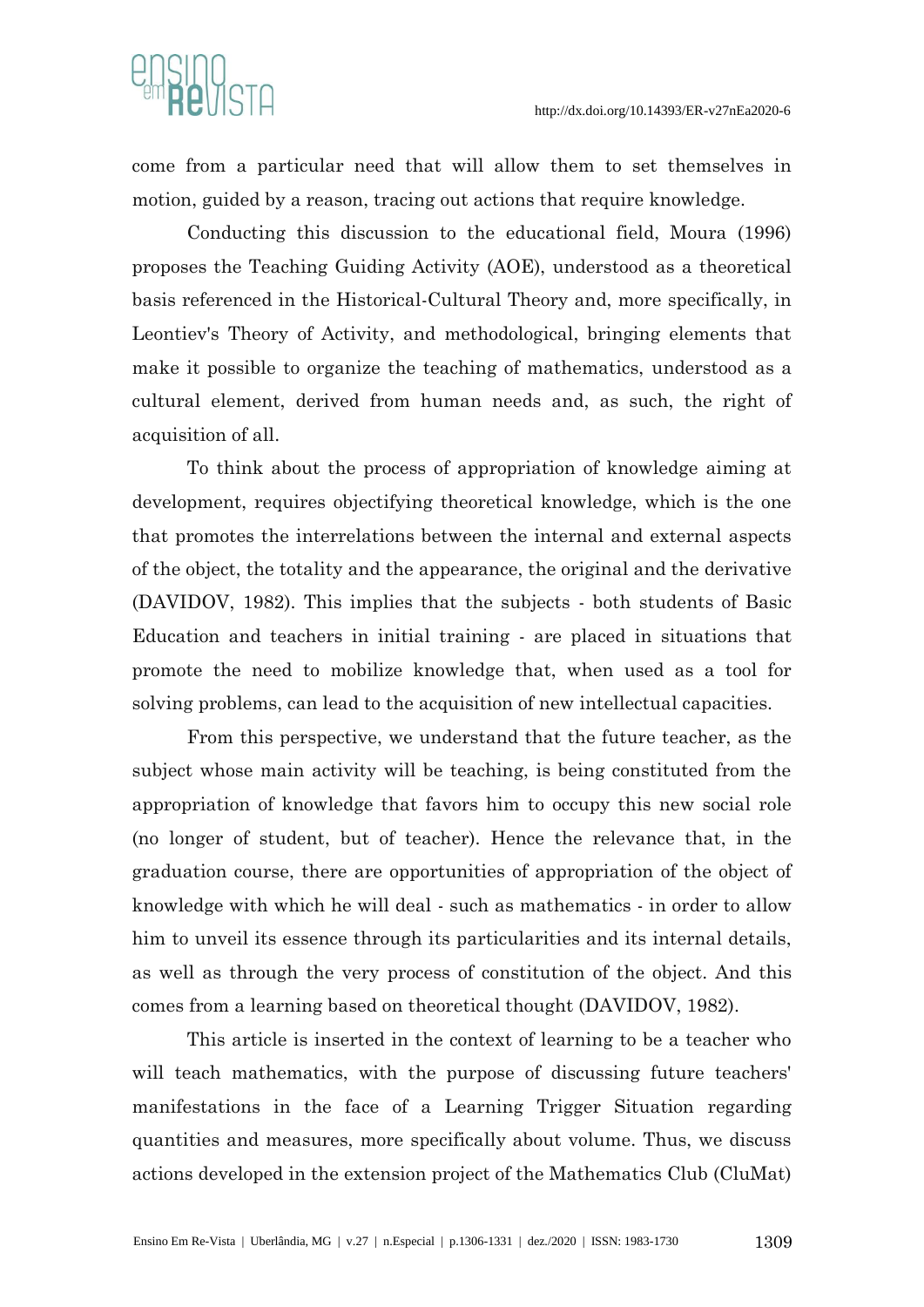come from a particular need that will allow them to set themselves in motion, guided by a reason, tracing out actions that require knowledge.

Conducting this discussion to the educational field, Moura (1996) proposes the Teaching Guiding Activity (AOE), understood as a theoretical basis referenced in the Historical-Cultural Theory and, more specifically, in Leontiev's Theory of Activity, and methodological, bringing elements that make it possible to organize the teaching of mathematics, understood as a cultural element, derived from human needs and, as such, the right of acquisition of all.

To think about the process of appropriation of knowledge aiming at development, requires objectifying theoretical knowledge, which is the one that promotes the interrelations between the internal and external aspects of the object, the totality and the appearance, the original and the derivative (DAVIDOV, 1982). This implies that the subjects - both students of Basic Education and teachers in initial training - are placed in situations that promote the need to mobilize knowledge that, when used as a tool for solving problems, can lead to the acquisition of new intellectual capacities.

From this perspective, we understand that the future teacher, as the subject whose main activity will be teaching, is being constituted from the appropriation of knowledge that favors him to occupy this new social role (no longer of student, but of teacher). Hence the relevance that, in the graduation course, there are opportunities of appropriation of the object of knowledge with which he will deal - such as mathematics - in order to allow him to unveil its essence through its particularities and its internal details, as well as through the very process of constitution of the object. And this comes from a learning based on theoretical thought (DAVIDOV, 1982).

This article is inserted in the context of learning to be a teacher who will teach mathematics, with the purpose of discussing future teachers' manifestations in the face of a Learning Trigger Situation regarding quantities and measures, more specifically about volume. Thus, we discuss actions developed in the extension project of the Mathematics Club (CluMat)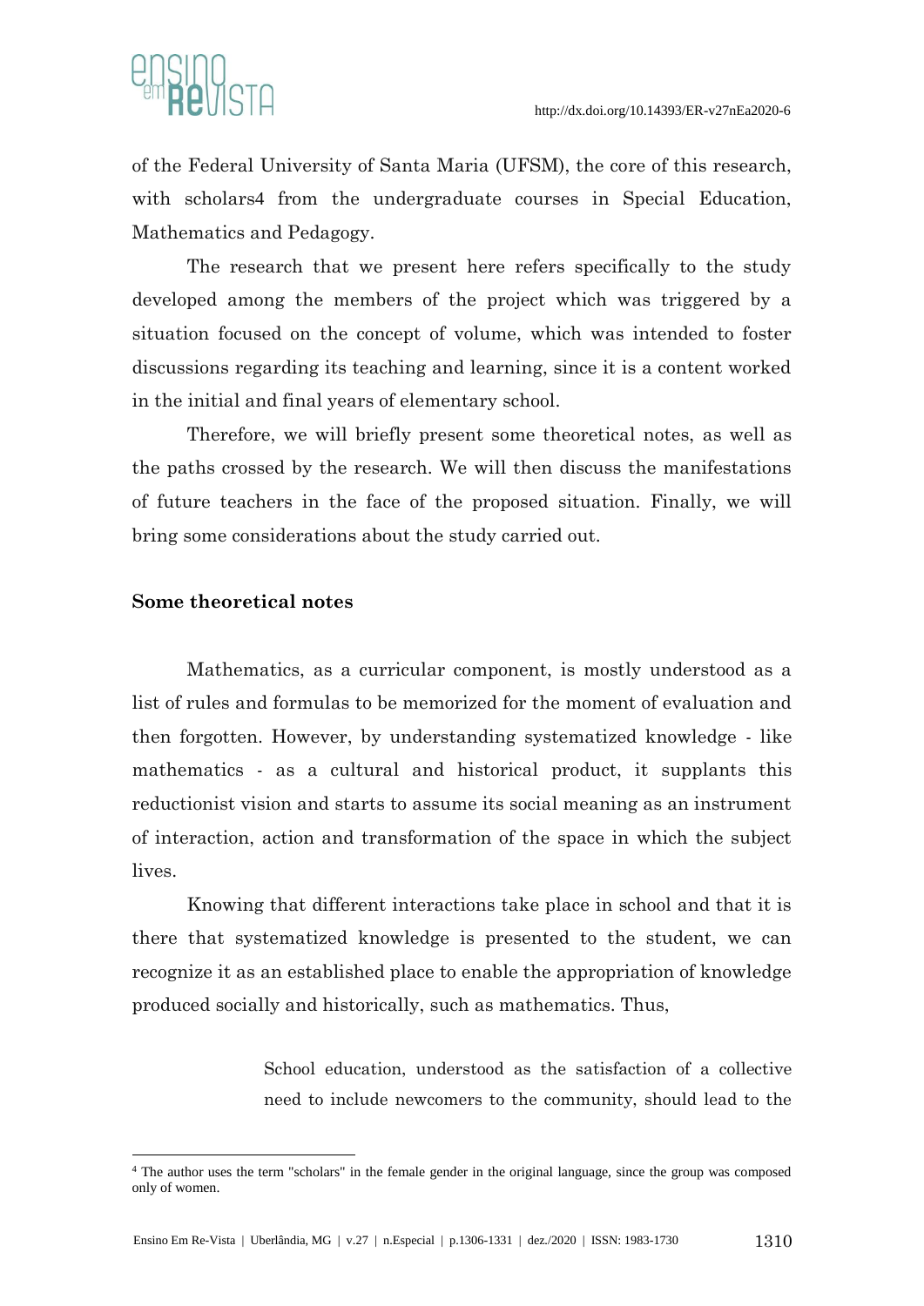of the Federal University of Santa Maria (UFSM), the core of this research, with scholars[4] from the undergraduate courses in Special Education, Mathematics and Pedagogy.

The research that we present here refers specifically to the study developed among the members of the project which was triggered by a situation focused on the concept of volume, which was intended to foster discussions regarding its teaching and learning, since it is a content worked in the initial and final years of elementary school.

Therefore, we will briefly present some theoretical notes, as well as the paths crossed by the research. We will then discuss the manifestations of future teachers in the face of the proposed situation. Finally, we will bring some considerations about the study carried out.

## Some theoretical notes

Mathematics, as a curricular component, is mostly understood as a list of rules and formulas to be memorized for the moment of evaluation and then forgotten. However, by understanding systematized knowledge - like mathematics - as a cultural and historical product, it supplants this reductionist vision and starts to assume its social meaning as an instrument of interaction, action and transformation of the space in which the subject lives.

Knowing that different interactions take place in school and that it is there that systematized knowledge is presented to the student, we can recognize it as an established place to enable the appropriation of knowledge produced socially and historically, such as mathematics. Thus,

> School education, understood as the satisfaction of a collective need to include newcomers to the community, should lead to the

[4] The author uses the term "scholars" in the female gender in the original language, since the group was composed only of women.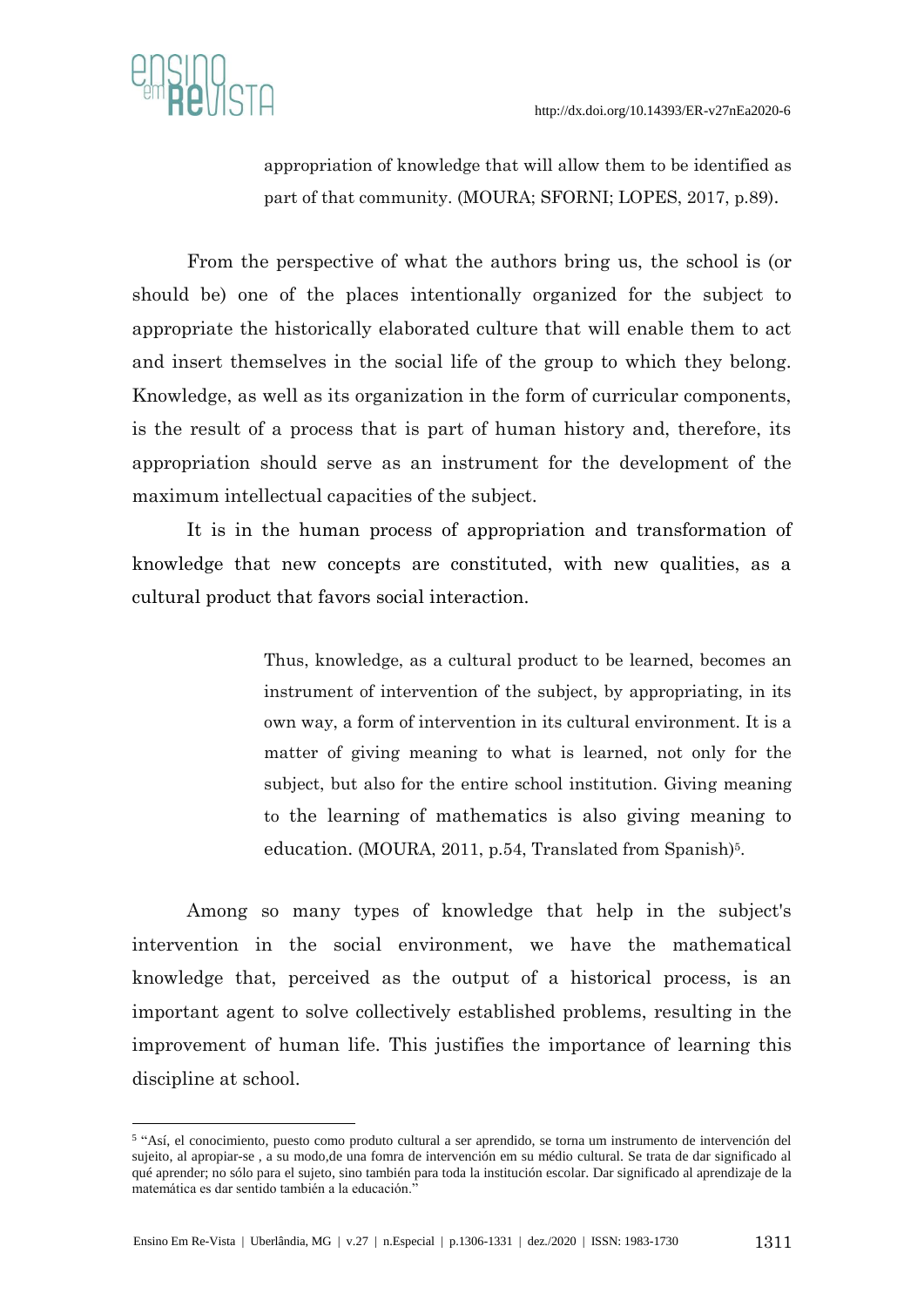> appropriation of knowledge that will allow them to be identified as part of that community. (MOURA; SFORNI; LOPES, 2017, p.89).

From the perspective of what the authors bring us, the school is (or should be) one of the places intentionally organized for the subject to appropriate the historically elaborated culture that will enable them to act and insert themselves in the social life of the group to which they belong. Knowledge, as well as its organization in the form of curricular components, is the result of a process that is part of human history and, therefore, its appropriation should serve as an instrument for the development of the maximum intellectual capacities of the subject.

It is in the human process of appropriation and transformation of knowledge that new concepts are constituted, with new qualities, as a cultural product that favors social interaction.

> Thus, knowledge, as a cultural product to be learned, becomes an instrument of intervention of the subject, by appropriating, in its own way, a form of intervention in its cultural environment. It is a matter of giving meaning to what is learned, not only for the subject, but also for the entire school institution. Giving meaning to the learning of mathematics is also giving meaning to education. (MOURA, 2011, p.54, Translated from Spanish)[5].

Among so many types of knowledge that help in the subject's intervention in the social environment, we have the mathematical knowledge that, perceived as the output of a historical process, is an important agent to solve collectively established problems, resulting in the improvement of human life. This justifies the importance of learning this discipline at school.

[5] "Así, el conocimiento, puesto como produto cultural a ser aprendido, se torna um instrumento de intervención del sujeito, al apropiar-se , a su modo,de una fomra de intervención em su médio cultural. Se trata de dar significado al qué aprender; no sólo para el sujeto, sino también para toda la institución escolar. Dar significado al aprendizaje de la matemática es dar sentido también a la educación."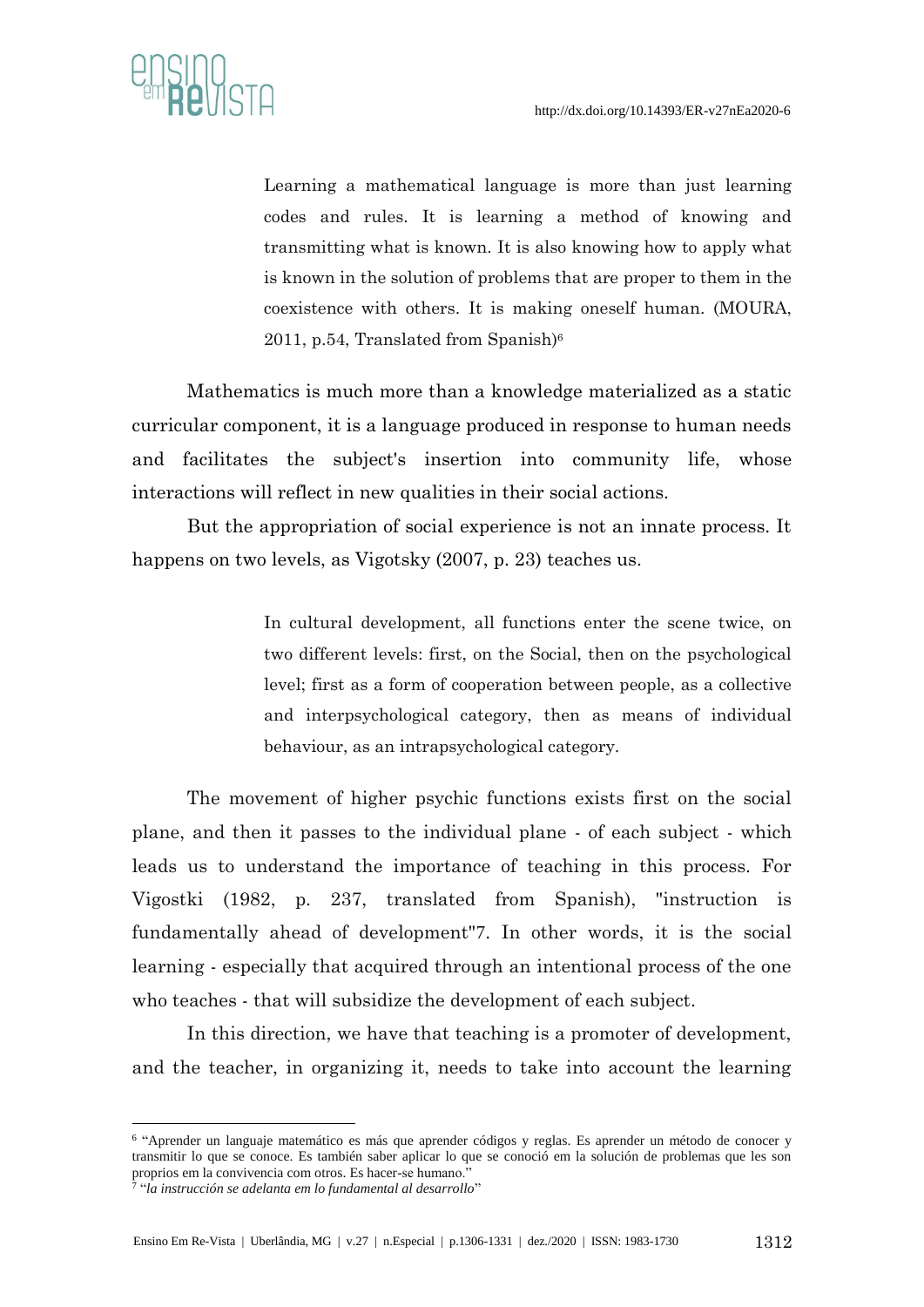> Learning a mathematical language is more than just learning codes and rules. It is learning a method of knowing and transmitting what is known. It is also knowing how to apply what is known in the solution of problems that are proper to them in the coexistence with others. It is making oneself human. (MOURA, 2011, p.54, Translated from Spanish)[6]

Mathematics is much more than a knowledge materialized as a static curricular component, it is a language produced in response to human needs and facilitates the subject's insertion into community life, whose interactions will reflect in new qualities in their social actions.

But the appropriation of social experience is not an innate process. It happens on two levels, as Vigotsky (2007, p. 23) teaches us.

> In cultural development, all functions enter the scene twice, on two different levels: first, on the Social, then on the psychological level; first as a form of cooperation between people, as a collective and interpsychological category, then as means of individual behaviour, as an intrapsychological category.

The movement of higher psychic functions exists first on the social plane, and then it passes to the individual plane - of each subject - which leads us to understand the importance of teaching in this process. For Vigostki (1982, p. 237, translated from Spanish), "instruction is fundamentally ahead of development"[7]. In other words, it is the social learning - especially that acquired through an intentional process of the one who teaches - that will subsidize the development of each subject.

In this direction, we have that teaching is a promoter of development, and the teacher, in organizing it, needs to take into account the learning

---

[6] "Aprender un languaje matemático es más que aprender códigos y reglas. Es aprender un método de conocer y transmitir lo que se conoce. Es también saber aplicar lo que se conoció em la solución de problemas que les son proprios em la convivencia com otros. Es hacer-se humano."

[7] "*la instrucción se adelanta em lo fundamental al desarrollo*"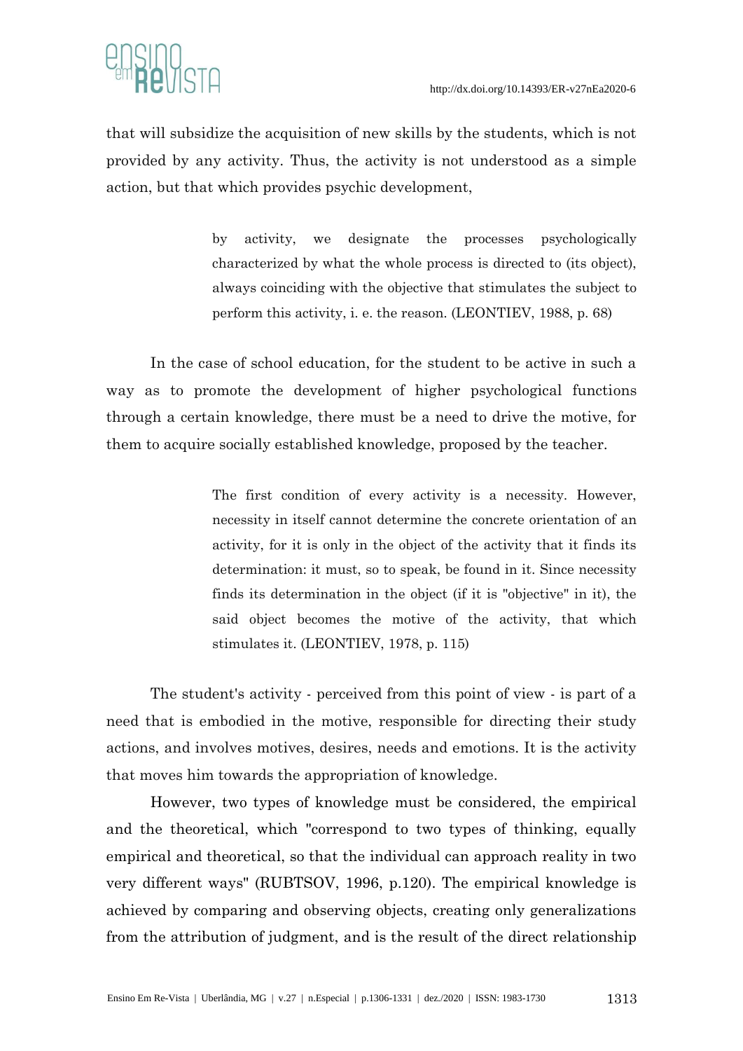that will subsidize the acquisition of new skills by the students, which is not provided by any activity. Thus, the activity is not understood as a simple action, but that which provides psychic development,

> by activity, we designate the processes psychologically characterized by what the whole process is directed to (its object), always coinciding with the objective that stimulates the subject to perform this activity, i. e. the reason. (LEONTIEV, 1988, p. 68)

In the case of school education, for the student to be active in such a way as to promote the development of higher psychological functions through a certain knowledge, there must be a need to drive the motive, for them to acquire socially established knowledge, proposed by the teacher.

> The first condition of every activity is a necessity. However, necessity in itself cannot determine the concrete orientation of an activity, for it is only in the object of the activity that it finds its determination: it must, so to speak, be found in it. Since necessity finds its determination in the object (if it is "objective" in it), the said object becomes the motive of the activity, that which stimulates it. (LEONTIEV, 1978, p. 115)

The student's activity - perceived from this point of view - is part of a need that is embodied in the motive, responsible for directing their study actions, and involves motives, desires, needs and emotions. It is the activity that moves him towards the appropriation of knowledge.

However, two types of knowledge must be considered, the empirical and the theoretical, which "correspond to two types of thinking, equally empirical and theoretical, so that the individual can approach reality in two very different ways" (RUBTSOV, 1996, p.120). The empirical knowledge is achieved by comparing and observing objects, creating only generalizations from the attribution of judgment, and is the result of the direct relationship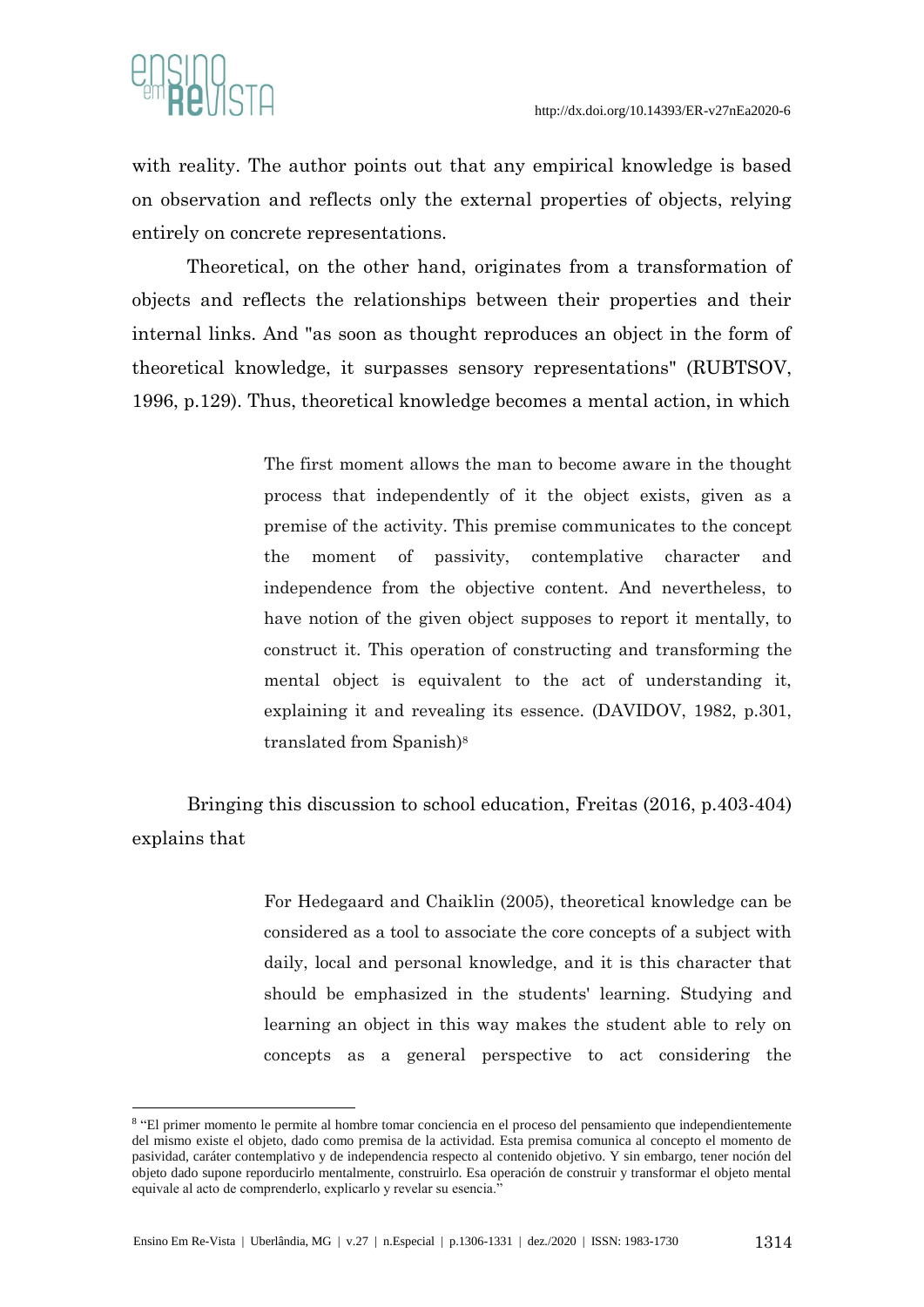with reality. The author points out that any empirical knowledge is based on observation and reflects only the external properties of objects, relying entirely on concrete representations.

Theoretical, on the other hand, originates from a transformation of objects and reflects the relationships between their properties and their internal links. And "as soon as thought reproduces an object in the form of theoretical knowledge, it surpasses sensory representations" (RUBTSOV, 1996, p.129). Thus, theoretical knowledge becomes a mental action, in which

> The first moment allows the man to become aware in the thought process that independently of it the object exists, given as a premise of the activity. This premise communicates to the concept the moment of passivity, contemplative character and independence from the objective content. And nevertheless, to have notion of the given object supposes to report it mentally, to construct it. This operation of constructing and transforming the mental object is equivalent to the act of understanding it, explaining it and revealing its essence. (DAVIDOV, 1982, p.301, translated from Spanish)[8]

Bringing this discussion to school education, Freitas (2016, p.403-404) explains that

> For Hedegaard and Chaiklin (2005), theoretical knowledge can be considered as a tool to associate the core concepts of a subject with daily, local and personal knowledge, and it is this character that should be emphasized in the students' learning. Studying and learning an object in this way makes the student able to rely on concepts as a general perspective to act considering the

---

[8] "El primer momento le permite al hombre tomar conciencia en el proceso del pensamiento que independientemente del mismo existe el objeto, dado como premisa de la actividad. Esta premisa comunica al concepto el momento de pasividad, caráter contemplativo y de independencia respecto al contenido objetivo. Y sin embargo, tener noción del objeto dado supone reporducirlo mentalmente, construirlo. Esa operación de construir y transformar el objeto mental equivale al acto de comprenderlo, explicarlo y revelar su esencia."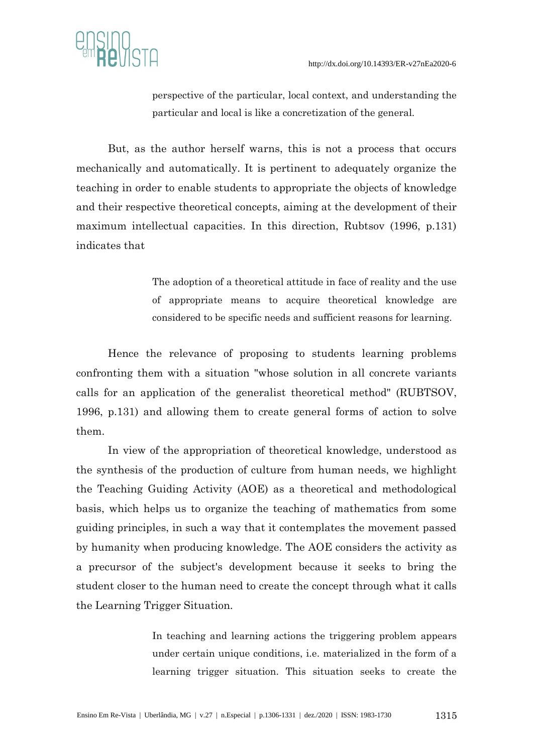> perspective of the particular, local context, and understanding the particular and local is like a concretization of the general.

But, as the author herself warns, this is not a process that occurs mechanically and automatically. It is pertinent to adequately organize the teaching in order to enable students to appropriate the objects of knowledge and their respective theoretical concepts, aiming at the development of their maximum intellectual capacities. In this direction, Rubtsov (1996, p.131) indicates that

> The adoption of a theoretical attitude in face of reality and the use of appropriate means to acquire theoretical knowledge are considered to be specific needs and sufficient reasons for learning.

Hence the relevance of proposing to students learning problems confronting them with a situation "whose solution in all concrete variants calls for an application of the generalist theoretical method" (RUBTSOV, 1996, p.131) and allowing them to create general forms of action to solve them.

In view of the appropriation of theoretical knowledge, understood as the synthesis of the production of culture from human needs, we highlight the Teaching Guiding Activity (AOE) as a theoretical and methodological basis, which helps us to organize the teaching of mathematics from some guiding principles, in such a way that it contemplates the movement passed by humanity when producing knowledge. The AOE considers the activity as a precursor of the subject's development because it seeks to bring the student closer to the human need to create the concept through what it calls the Learning Trigger Situation.

> In teaching and learning actions the triggering problem appears under certain unique conditions, i.e. materialized in the form of a learning trigger situation. This situation seeks to create the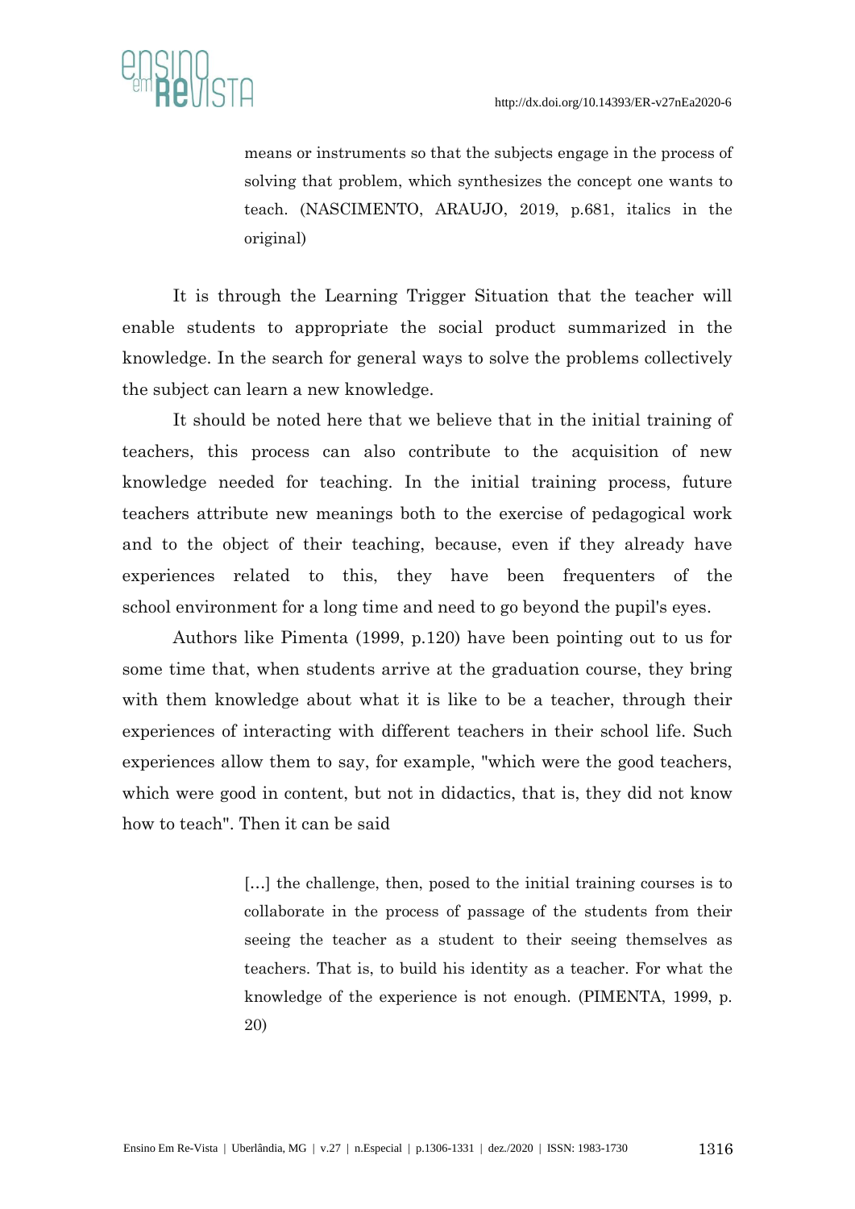> means or instruments so that the subjects engage in the process of solving that problem, which synthesizes the concept one wants to teach. (NASCIMENTO, ARAUJO, 2019, p.681, italics in the original)

It is through the Learning Trigger Situation that the teacher will enable students to appropriate the social product summarized in the knowledge. In the search for general ways to solve the problems collectively the subject can learn a new knowledge.

It should be noted here that we believe that in the initial training of teachers, this process can also contribute to the acquisition of new knowledge needed for teaching. In the initial training process, future teachers attribute new meanings both to the exercise of pedagogical work and to the object of their teaching, because, even if they already have experiences related to this, they have been frequenters of the school environment for a long time and need to go beyond the pupil's eyes.

Authors like Pimenta (1999, p.120) have been pointing out to us for some time that, when students arrive at the graduation course, they bring with them knowledge about what it is like to be a teacher, through their experiences of interacting with different teachers in their school life. Such experiences allow them to say, for example, "which were the good teachers, which were good in content, but not in didactics, that is, they did not know how to teach". Then it can be said

> [...] the challenge, then, posed to the initial training courses is to collaborate in the process of passage of the students from their seeing the teacher as a student to their seeing themselves as teachers. That is, to build his identity as a teacher. For what the knowledge of the experience is not enough. (PIMENTA, 1999, p. 20)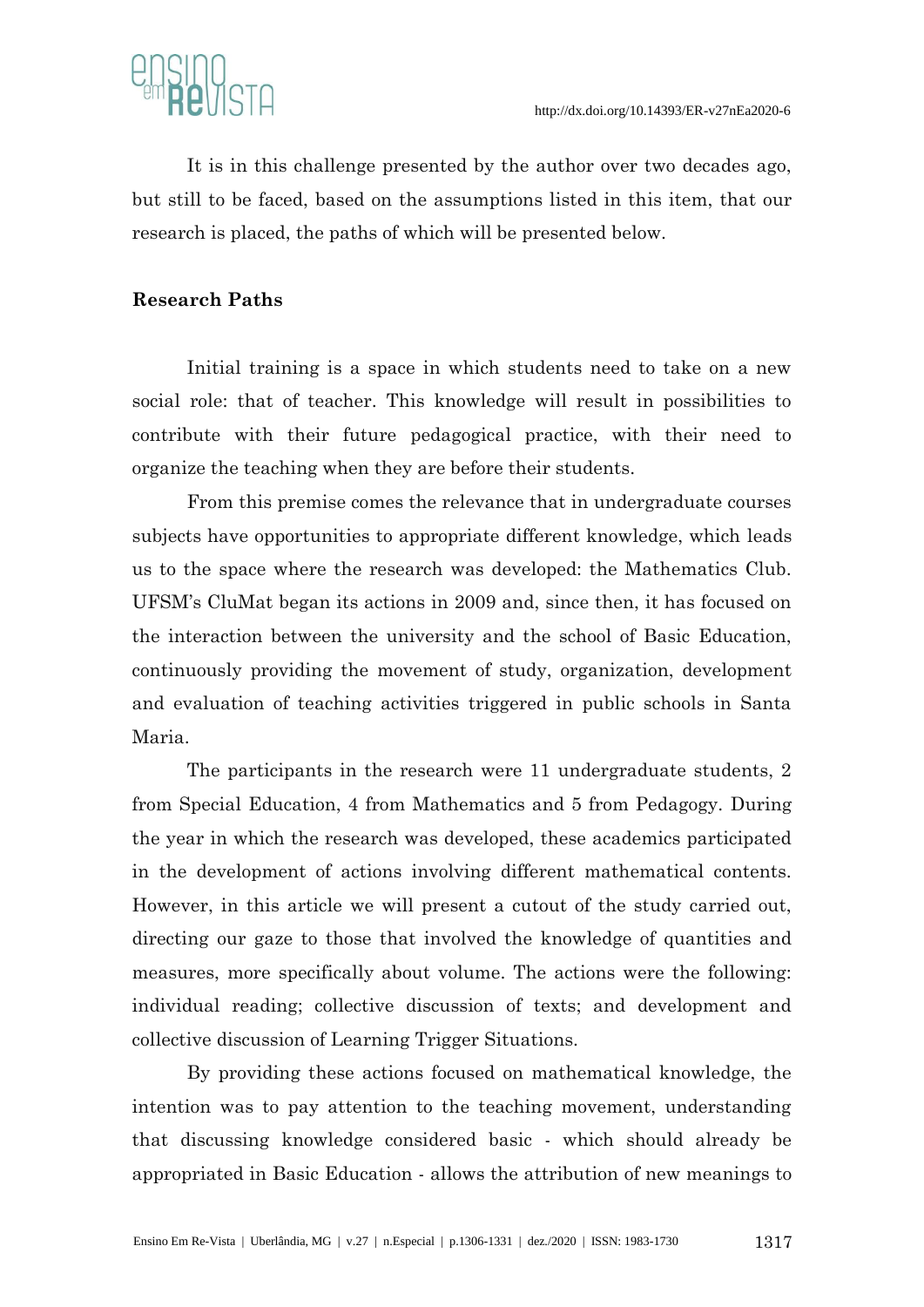It is in this challenge presented by the author over two decades ago, but still to be faced, based on the assumptions listed in this item, that our research is placed, the paths of which will be presented below.

## Research Paths

Initial training is a space in which students need to take on a new social role: that of teacher. This knowledge will result in possibilities to contribute with their future pedagogical practice, with their need to organize the teaching when they are before their students.

From this premise comes the relevance that in undergraduate courses subjects have opportunities to appropriate different knowledge, which leads us to the space where the research was developed: the Mathematics Club. UFSM's CluMat began its actions in 2009 and, since then, it has focused on the interaction between the university and the school of Basic Education, continuously providing the movement of study, organization, development and evaluation of teaching activities triggered in public schools in Santa Maria.

The participants in the research were 11 undergraduate students, 2 from Special Education, 4 from Mathematics and 5 from Pedagogy. During the year in which the research was developed, these academics participated in the development of actions involving different mathematical contents. However, in this article we will present a cutout of the study carried out, directing our gaze to those that involved the knowledge of quantities and measures, more specifically about volume. The actions were the following: individual reading; collective discussion of texts; and development and collective discussion of Learning Trigger Situations.

By providing these actions focused on mathematical knowledge, the intention was to pay attention to the teaching movement, understanding that discussing knowledge considered basic - which should already be appropriated in Basic Education - allows the attribution of new meanings to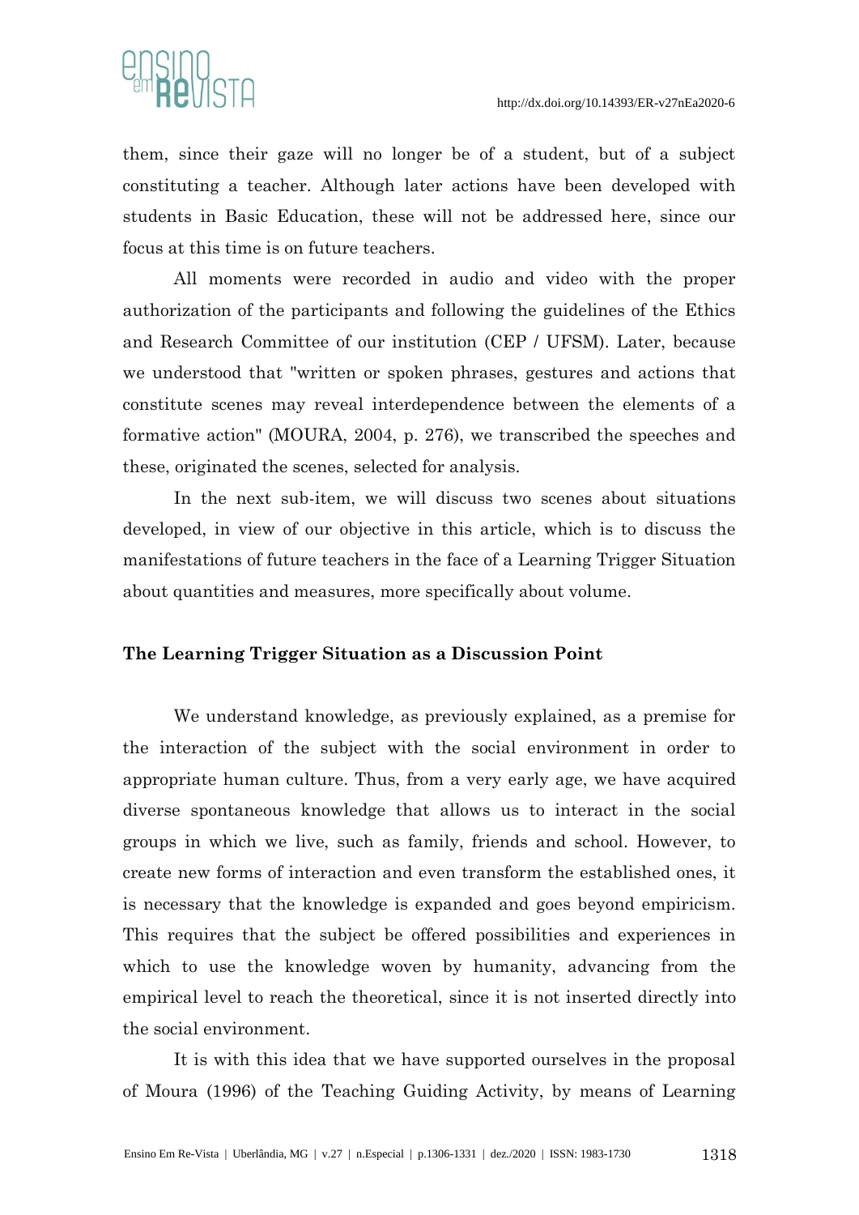them, since their gaze will no longer be of a student, but of a subject constituting a teacher. Although later actions have been developed with students in Basic Education, these will not be addressed here, since our focus at this time is on future teachers.

All moments were recorded in audio and video with the proper authorization of the participants and following the guidelines of the Ethics and Research Committee of our institution (CEP / UFSM). Later, because we understood that "written or spoken phrases, gestures and actions that constitute scenes may reveal interdependence between the elements of a formative action" (MOURA, 2004, p. 276), we transcribed the speeches and these, originated the scenes, selected for analysis.

In the next sub-item, we will discuss two scenes about situations developed, in view of our objective in this article, which is to discuss the manifestations of future teachers in the face of a Learning Trigger Situation about quantities and measures, more specifically about volume.

## The Learning Trigger Situation as a Discussion Point

We understand knowledge, as previously explained, as a premise for the interaction of the subject with the social environment in order to appropriate human culture. Thus, from a very early age, we have acquired diverse spontaneous knowledge that allows us to interact in the social groups in which we live, such as family, friends and school. However, to create new forms of interaction and even transform the established ones, it is necessary that the knowledge is expanded and goes beyond empiricism. This requires that the subject be offered possibilities and experiences in which to use the knowledge woven by humanity, advancing from the empirical level to reach the theoretical, since it is not inserted directly into the social environment.

It is with this idea that we have supported ourselves in the proposal of Moura (1996) of the Teaching Guiding Activity, by means of Learning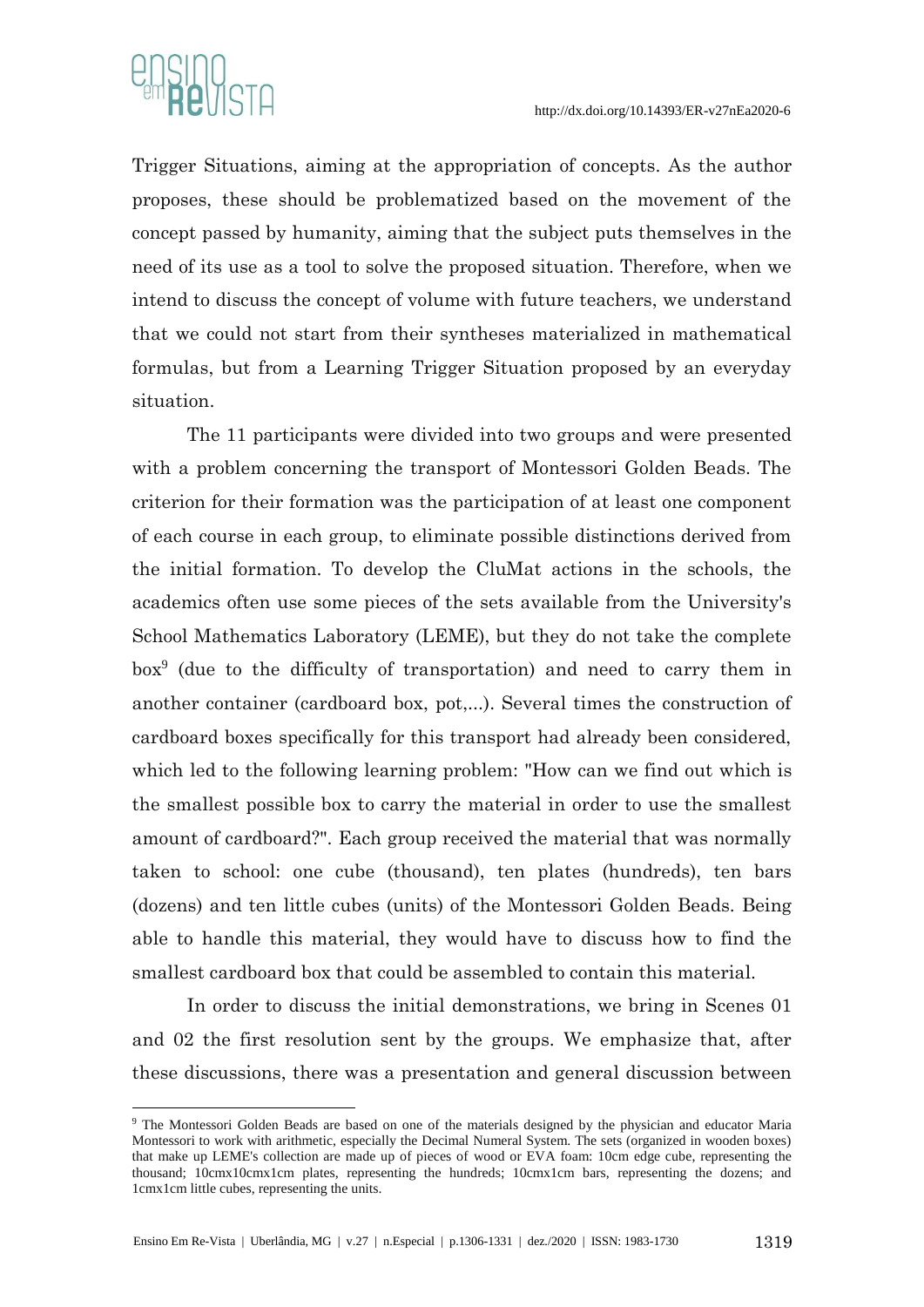Trigger Situations, aiming at the appropriation of concepts. As the author proposes, these should be problematized based on the movement of the concept passed by humanity, aiming that the subject puts themselves in the need of its use as a tool to solve the proposed situation. Therefore, when we intend to discuss the concept of volume with future teachers, we understand that we could not start from their syntheses materialized in mathematical formulas, but from a Learning Trigger Situation proposed by an everyday situation.

The 11 participants were divided into two groups and were presented with a problem concerning the transport of Montessori Golden Beads. The criterion for their formation was the participation of at least one component of each course in each group, to eliminate possible distinctions derived from the initial formation. To develop the CluMat actions in the schools, the academics often use some pieces of the sets available from the University's School Mathematics Laboratory (LEME), but they do not take the complete box[9] (due to the difficulty of transportation) and need to carry them in another container (cardboard box, pot,...). Several times the construction of cardboard boxes specifically for this transport had already been considered, which led to the following learning problem: "How can we find out which is the smallest possible box to carry the material in order to use the smallest amount of cardboard?". Each group received the material that was normally taken to school: one cube (thousand), ten plates (hundreds), ten bars (dozens) and ten little cubes (units) of the Montessori Golden Beads. Being able to handle this material, they would have to discuss how to find the smallest cardboard box that could be assembled to contain this material.

In order to discuss the initial demonstrations, we bring in Scenes 01 and 02 the first resolution sent by the groups. We emphasize that, after these discussions, there was a presentation and general discussion between

---

[9] The Montessori Golden Beads are based on one of the materials designed by the physician and educator Maria Montessori to work with arithmetic, especially the Decimal Numeral System. The sets (organized in wooden boxes) that make up LEME's collection are made up of pieces of wood or EVA foam: 10cm edge cube, representing the thousand; 10cmx10cmx1cm plates, representing the hundreds; 10cmx1cm bars, representing the dozens; and 1cmx1cm little cubes, representing the units.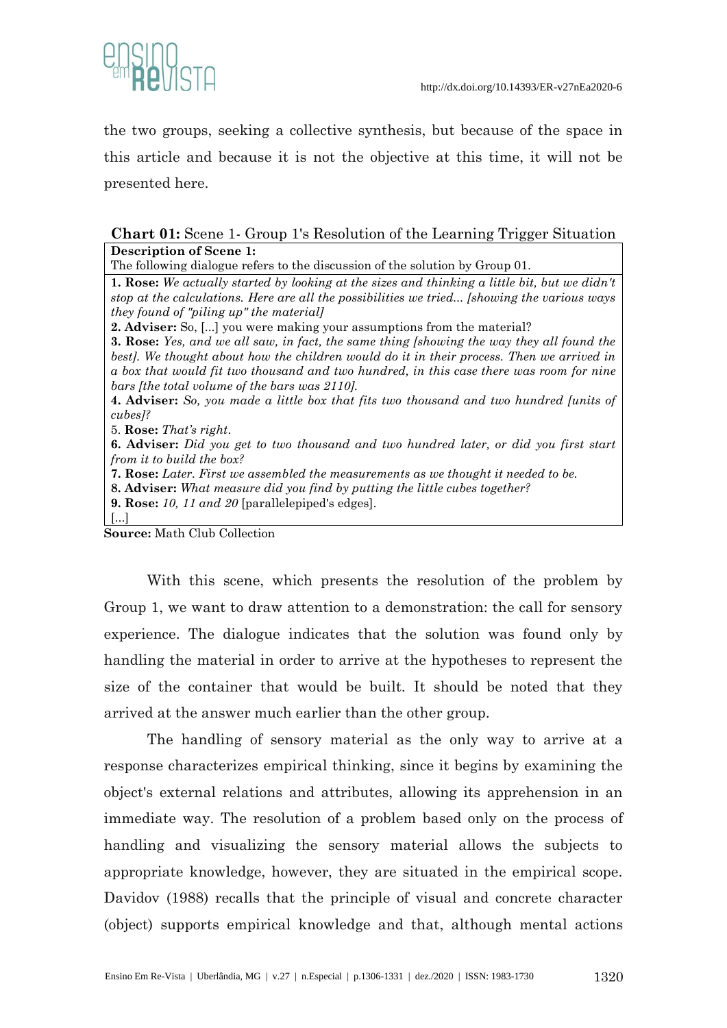the two groups, seeking a collective synthesis, but because of the space in this article and because it is not the objective at this time, it will not be presented here.

**Chart 01:** Scene 1- Group 1's Resolution of the Learning Trigger Situation

| **Description of Scene 1:** The following dialogue refers to the discussion of the solution by Group 01. |
|---|
| **1. Rose:** *We actually started by looking at the sizes and thinking a little bit, but we didn't stop at the calculations. Here are all the possibilities we tried... [showing the various ways they found of "piling up" the material]* <br> **2. Adviser:** So, [...] you were making your assumptions from the material? <br> **3. Rose:** *Yes, and we all saw, in fact, the same thing [showing the way they all found the best]. We thought about how the children would do it in their process. Then we arrived in a box that would fit two thousand and two hundred, in this case there was room for nine bars [the total volume of the bars was 2110].* <br> **4. Adviser:** *So, you made a little box that fits two thousand and two hundred [units of cubes]?* <br> 5. **Rose:** *That's right*. <br> **6. Adviser:** *Did you get to two thousand and two hundred later, or did you first start from it to build the box?* <br> **7. Rose:** *Later. First we assembled the measurements as we thought it needed to be.* <br> **8. Adviser:** *What measure did you find by putting the little cubes together?* <br> **9. Rose:** *10, 11 and 20* [parallelepiped's edges]. <br> [...] |

**Source:** Math Club Collection

With this scene, which presents the resolution of the problem by Group 1, we want to draw attention to a demonstration: the call for sensory experience. The dialogue indicates that the solution was found only by handling the material in order to arrive at the hypotheses to represent the size of the container that would be built. It should be noted that they arrived at the answer much earlier than the other group.

The handling of sensory material as the only way to arrive at a response characterizes empirical thinking, since it begins by examining the object's external relations and attributes, allowing its apprehension in an immediate way. The resolution of a problem based only on the process of handling and visualizing the sensory material allows the subjects to appropriate knowledge, however, they are situated in the empirical scope. Davidov (1988) recalls that the principle of visual and concrete character (object) supports empirical knowledge and that, although mental actions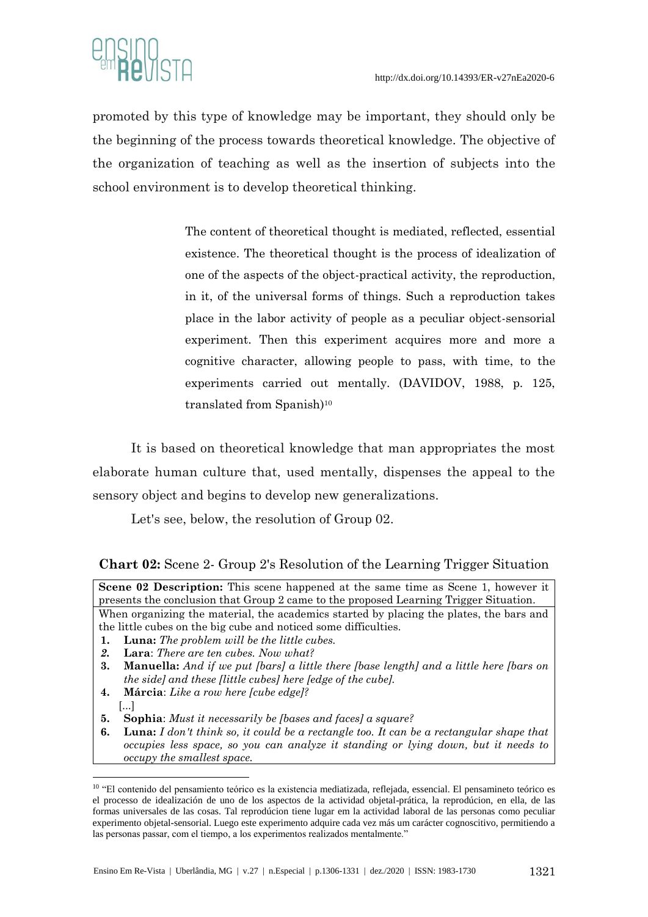promoted by this type of knowledge may be important, they should only be the beginning of the process towards theoretical knowledge. The objective of the organization of teaching as well as the insertion of subjects into the school environment is to develop theoretical thinking.

> The content of theoretical thought is mediated, reflected, essential existence. The theoretical thought is the process of idealization of one of the aspects of the object-practical activity, the reproduction, in it, of the universal forms of things. Such a reproduction takes place in the labor activity of people as a peculiar object-sensorial experiment. Then this experiment acquires more and more a cognitive character, allowing people to pass, with time, to the experiments carried out mentally. (DAVIDOV, 1988, p. 125, translated from Spanish)[10]

It is based on theoretical knowledge that man appropriates the most elaborate human culture that, used mentally, dispenses the appeal to the sensory object and begins to develop new generalizations.

Let's see, below, the resolution of Group 02.

**Chart 02:** Scene 2- Group 2's Resolution of the Learning Trigger Situation

| **Scene 02 Description:** This scene happened at the same time as Scene 1, however it presents the conclusion that Group 2 came to the proposed Learning Trigger Situation. |
|---|
| When organizing the material, the academics started by placing the plates, the bars and the little cubes on the big cube and noticed some difficulties.<br>**1. Luna:** *The problem will be the little cubes.*<br>**2. Lara**: *There are ten cubes. Now what?*<br>**3. Manuella:** *And if we put [bars] a little there [base length] and a little here [bars on the side] and these [little cubes] here [edge of the cube].*<br>**4. Márcia**: *Like a row here [cube edge]?*<br>[...]<br>**5. Sophia**: *Must it necessarily be [bases and faces] a square?*<br>**6. Luna:** *I don't think so, it could be a rectangle too. It can be a rectangular shape that occupies less space, so you can analyze it standing or lying down, but it needs to occupy the smallest space.* |

[10] "El contenido del pensamiento teórico es la existencia mediatizada, reflejada, essencial. El pensamineto teórico es el processo de idealización de uno de los aspectos de la actividad objetal-prática, la reprodúcion, en ella, de las formas universales de las cosas. Tal reprodúcion tiene lugar em la actividad laboral de las personas como peculiar experimento objetal-sensorial. Luego este experimento adquire cada vez más um carácter cognoscitivo, permitiendo a las personas passar, com el tiempo, a los experimentos realizados mentalmente."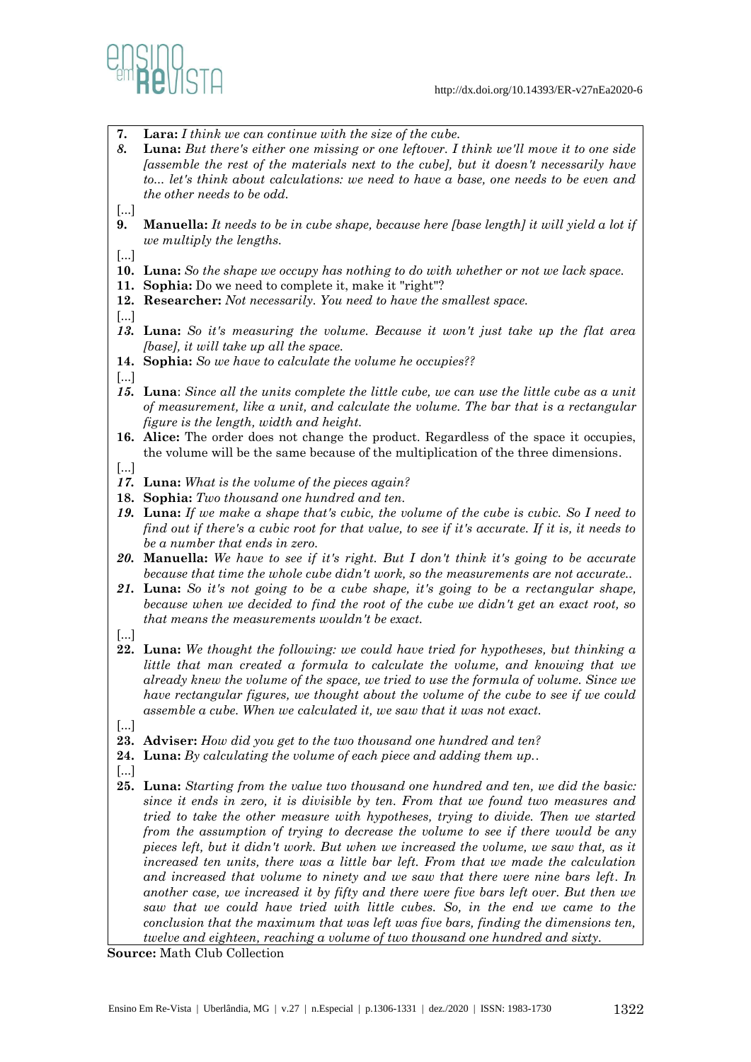**7.** **Lara:** *I think we can continue with the size of the cube.*

***8.*** **Luna:** *But there's either one missing or one leftover. I think we'll move it to one side [assemble the rest of the materials next to the cube], but it doesn't necessarily have to... let's think about calculations: we need to have a base, one needs to be even and the other needs to be odd.*

[...]

**9.** **Manuella:** *It needs to be in cube shape, because here [base length] it will yield a lot if we multiply the lengths.*

[...]

**10.** **Luna:** *So the shape we occupy has nothing to do with whether or not we lack space.*

**11.** **Sophia:** Do we need to complete it, make it "right"?

**12.** **Researcher:** *Not necessarily. You need to have the smallest space.*

[...]

***13.*** **Luna:** *So it's measuring the volume. Because it won't just take up the flat area [base], it will take up all the space.*

**14.** **Sophia:** *So we have to calculate the volume he occupies??*

[...]

***15.*** **Luna**: *Since all the units complete the little cube, we can use the little cube as a unit of measurement, like a unit, and calculate the volume. The bar that is a rectangular figure is the length, width and height.*

**16.** **Alice:** The order does not change the product. Regardless of the space it occupies, the volume will be the same because of the multiplication of the three dimensions.

[...]

***17.*** **Luna:** *What is the volume of the pieces again?*

**18.** **Sophia:** *Two thousand one hundred and ten.*

***19.*** **Luna:** *If we make a shape that's cubic, the volume of the cube is cubic. So I need to find out if there's a cubic root for that value, to see if it's accurate. If it is, it needs to be a number that ends in zero.*

***20.*** **Manuella:** *We have to see if it's right. But I don't think it's going to be accurate because that time the whole cube didn't work, so the measurements are not accurate..*

***21.*** **Luna:** *So it's not going to be a cube shape, it's going to be a rectangular shape, because when we decided to find the root of the cube we didn't get an exact root, so that means the measurements wouldn't be exact.*

[...]

**22.** **Luna:** *We thought the following: we could have tried for hypotheses, but thinking a little that man created a formula to calculate the volume, and knowing that we already knew the volume of the space, we tried to use the formula of volume. Since we have rectangular figures, we thought about the volume of the cube to see if we could assemble a cube. When we calculated it, we saw that it was not exact.*

[...]

**23.** **Adviser:** *How did you get to the two thousand one hundred and ten?*

**24.** **Luna:** *By calculating the volume of each piece and adding them up..*

[...]

**25.** **Luna:** *Starting from the value two thousand one hundred and ten, we did the basic: since it ends in zero, it is divisible by ten. From that we found two measures and tried to take the other measure with hypotheses, trying to divide. Then we started from the assumption of trying to decrease the volume to see if there would be any pieces left, but it didn't work. But when we increased the volume, we saw that, as it increased ten units, there was a little bar left. From that we made the calculation and increased that volume to ninety and we saw that there were nine bars left. In another case, we increased it by fifty and there were five bars left over. But then we saw that we could have tried with little cubes. So, in the end we came to the conclusion that the maximum that was left was five bars, finding the dimensions ten, twelve and eighteen, reaching a volume of two thousand one hundred and sixty.*

**Source:** Math Club Collection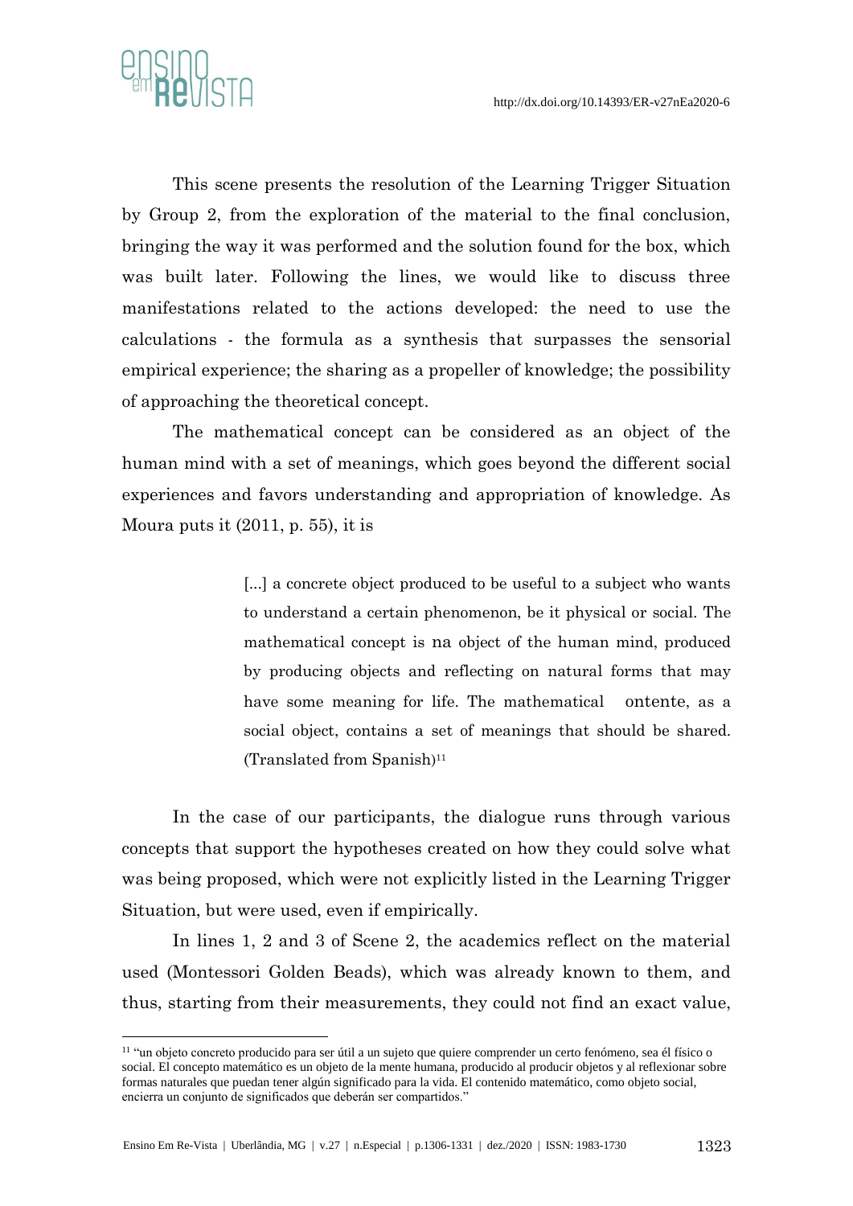This scene presents the resolution of the Learning Trigger Situation by Group 2, from the exploration of the material to the final conclusion, bringing the way it was performed and the solution found for the box, which was built later. Following the lines, we would like to discuss three manifestations related to the actions developed: the need to use the calculations - the formula as a synthesis that surpasses the sensorial empirical experience; the sharing as a propeller of knowledge; the possibility of approaching the theoretical concept.

The mathematical concept can be considered as an object of the human mind with a set of meanings, which goes beyond the different social experiences and favors understanding and appropriation of knowledge. As Moura puts it (2011, p. 55), it is

> [...] a concrete object produced to be useful to a subject who wants to understand a certain phenomenon, be it physical or social. The mathematical concept is na object of the human mind, produced by producing objects and reflecting on natural forms that may have some meaning for life. The mathematical ontente, as a social object, contains a set of meanings that should be shared. (Translated from Spanish)[11]

In the case of our participants, the dialogue runs through various concepts that support the hypotheses created on how they could solve what was being proposed, which were not explicitly listed in the Learning Trigger Situation, but were used, even if empirically.

In lines 1, 2 and 3 of Scene 2, the academics reflect on the material used (Montessori Golden Beads), which was already known to them, and thus, starting from their measurements, they could not find an exact value,

[11] "un objeto concreto producido para ser útil a un sujeto que quiere comprender un certo fenómeno, sea él físico o social. El concepto matemático es un objeto de la mente humana, producido al producir objetos y al reflexionar sobre formas naturales que puedan tener algún significado para la vida. El contenido matemático, como objeto social, encierra un conjunto de significados que deberán ser compartidos."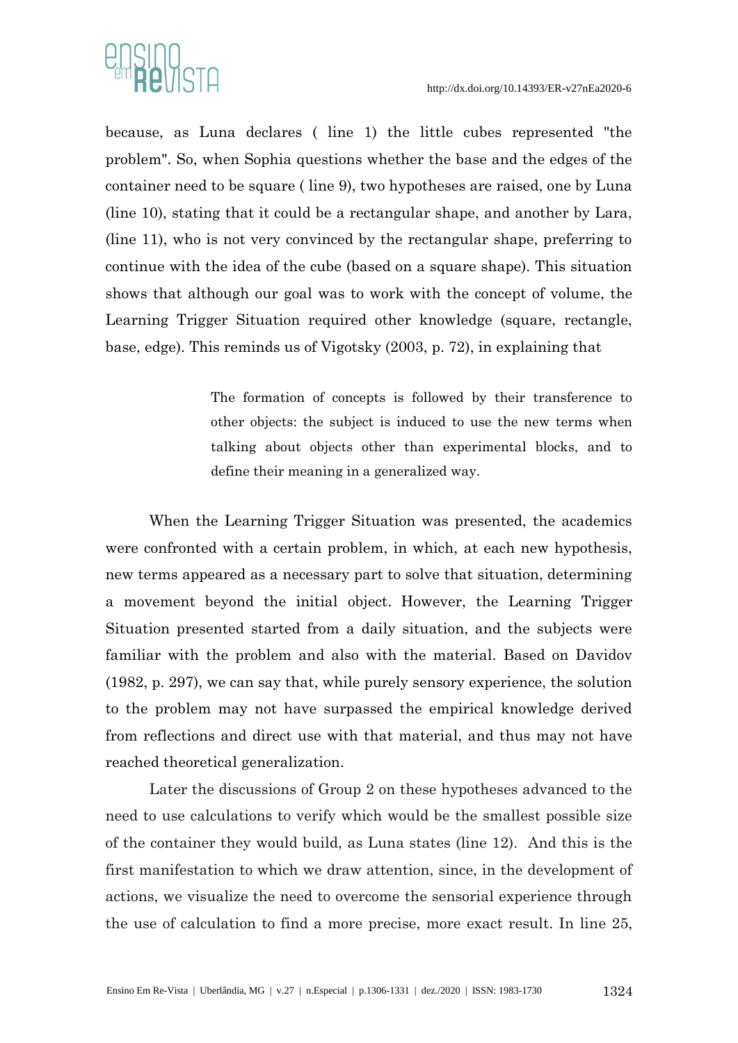because, as Luna declares ( line 1) the little cubes represented "the problem". So, when Sophia questions whether the base and the edges of the container need to be square ( line 9), two hypotheses are raised, one by Luna (line 10), stating that it could be a rectangular shape, and another by Lara, (line 11), who is not very convinced by the rectangular shape, preferring to continue with the idea of the cube (based on a square shape). This situation shows that although our goal was to work with the concept of volume, the Learning Trigger Situation required other knowledge (square, rectangle, base, edge). This reminds us of Vigotsky (2003, p. 72), in explaining that

> The formation of concepts is followed by their transference to other objects: the subject is induced to use the new terms when talking about objects other than experimental blocks, and to define their meaning in a generalized way.

When the Learning Trigger Situation was presented, the academics were confronted with a certain problem, in which, at each new hypothesis, new terms appeared as a necessary part to solve that situation, determining a movement beyond the initial object. However, the Learning Trigger Situation presented started from a daily situation, and the subjects were familiar with the problem and also with the material. Based on Davidov (1982, p. 297), we can say that, while purely sensory experience, the solution to the problem may not have surpassed the empirical knowledge derived from reflections and direct use with that material, and thus may not have reached theoretical generalization.

Later the discussions of Group 2 on these hypotheses advanced to the need to use calculations to verify which would be the smallest possible size of the container they would build, as Luna states (line 12). And this is the first manifestation to which we draw attention, since, in the development of actions, we visualize the need to overcome the sensorial experience through the use of calculation to find a more precise, more exact result. In line 25,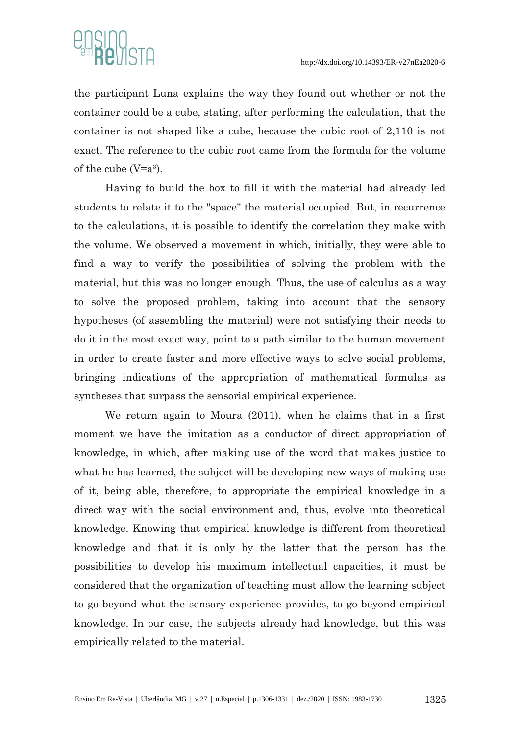the participant Luna explains the way they found out whether or not the container could be a cube, stating, after performing the calculation, that the container is not shaped like a cube, because the cubic root of 2,110 is not exact. The reference to the cubic root came from the formula for the volume of the cube ($V=a^3$).

Having to build the box to fill it with the material had already led students to relate it to the "space" the material occupied. But, in recurrence to the calculations, it is possible to identify the correlation they make with the volume. We observed a movement in which, initially, they were able to find a way to verify the possibilities of solving the problem with the material, but this was no longer enough. Thus, the use of calculus as a way to solve the proposed problem, taking into account that the sensory hypotheses (of assembling the material) were not satisfying their needs to do it in the most exact way, point to a path similar to the human movement in order to create faster and more effective ways to solve social problems, bringing indications of the appropriation of mathematical formulas as syntheses that surpass the sensorial empirical experience.

We return again to Moura (2011), when he claims that in a first moment we have the imitation as a conductor of direct appropriation of knowledge, in which, after making use of the word that makes justice to what he has learned, the subject will be developing new ways of making use of it, being able, therefore, to appropriate the empirical knowledge in a direct way with the social environment and, thus, evolve into theoretical knowledge. Knowing that empirical knowledge is different from theoretical knowledge and that it is only by the latter that the person has the possibilities to develop his maximum intellectual capacities, it must be considered that the organization of teaching must allow the learning subject to go beyond what the sensory experience provides, to go beyond empirical knowledge. In our case, the subjects already had knowledge, but this was empirically related to the material.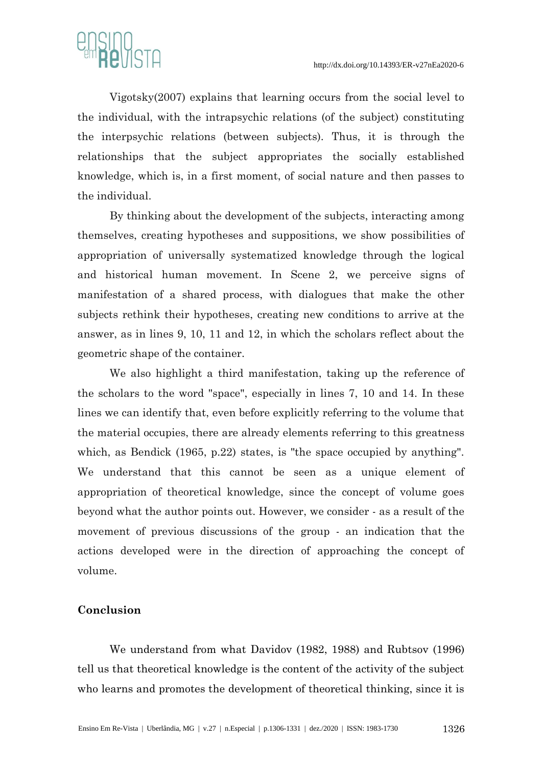Vigotsky(2007) explains that learning occurs from the social level to the individual, with the intrapsychic relations (of the subject) constituting the interpsychic relations (between subjects). Thus, it is through the relationships that the subject appropriates the socially established knowledge, which is, in a first moment, of social nature and then passes to the individual.

By thinking about the development of the subjects, interacting among themselves, creating hypotheses and suppositions, we show possibilities of appropriation of universally systematized knowledge through the logical and historical human movement. In Scene 2, we perceive signs of manifestation of a shared process, with dialogues that make the other subjects rethink their hypotheses, creating new conditions to arrive at the answer, as in lines 9, 10, 11 and 12, in which the scholars reflect about the geometric shape of the container.

We also highlight a third manifestation, taking up the reference of the scholars to the word "space", especially in lines 7, 10 and 14. In these lines we can identify that, even before explicitly referring to the volume that the material occupies, there are already elements referring to this greatness which, as Bendick (1965, p.22) states, is "the space occupied by anything". We understand that this cannot be seen as a unique element of appropriation of theoretical knowledge, since the concept of volume goes beyond what the author points out. However, we consider - as a result of the movement of previous discussions of the group - an indication that the actions developed were in the direction of approaching the concept of volume.

## Conclusion

We understand from what Davidov (1982, 1988) and Rubtsov (1996) tell us that theoretical knowledge is the content of the activity of the subject who learns and promotes the development of theoretical thinking, since it is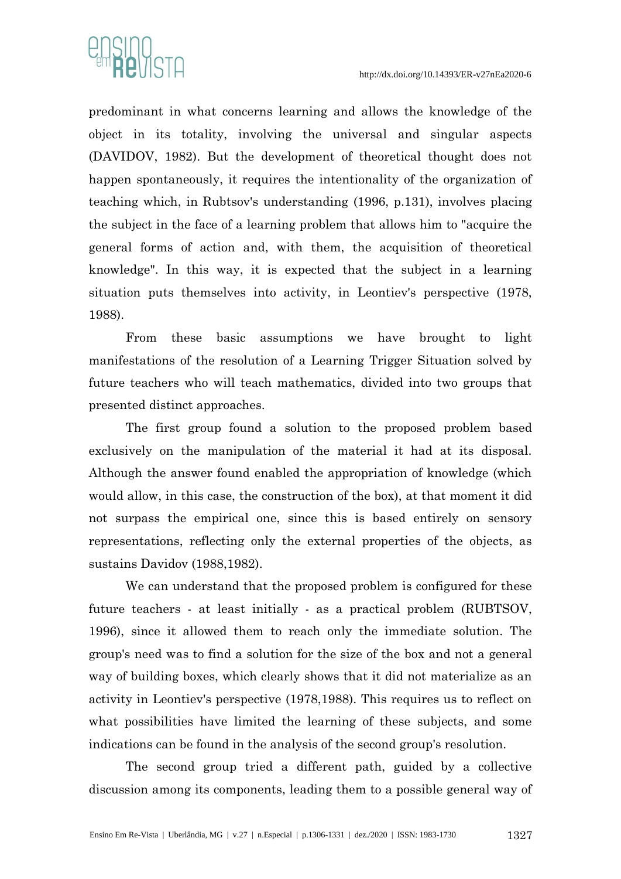predominant in what concerns learning and allows the knowledge of the object in its totality, involving the universal and singular aspects (DAVIDOV, 1982). But the development of theoretical thought does not happen spontaneously, it requires the intentionality of the organization of teaching which, in Rubtsov's understanding (1996, p.131), involves placing the subject in the face of a learning problem that allows him to "acquire the general forms of action and, with them, the acquisition of theoretical knowledge". In this way, it is expected that the subject in a learning situation puts themselves into activity, in Leontiev's perspective (1978, 1988).

From these basic assumptions we have brought to light manifestations of the resolution of a Learning Trigger Situation solved by future teachers who will teach mathematics, divided into two groups that presented distinct approaches.

The first group found a solution to the proposed problem based exclusively on the manipulation of the material it had at its disposal. Although the answer found enabled the appropriation of knowledge (which would allow, in this case, the construction of the box), at that moment it did not surpass the empirical one, since this is based entirely on sensory representations, reflecting only the external properties of the objects, as sustains Davidov (1988,1982).

We can understand that the proposed problem is configured for these future teachers - at least initially - as a practical problem (RUBTSOV, 1996), since it allowed them to reach only the immediate solution. The group's need was to find a solution for the size of the box and not a general way of building boxes, which clearly shows that it did not materialize as an activity in Leontiev's perspective (1978,1988). This requires us to reflect on what possibilities have limited the learning of these subjects, and some indications can be found in the analysis of the second group's resolution.

The second group tried a different path, guided by a collective discussion among its components, leading them to a possible general way of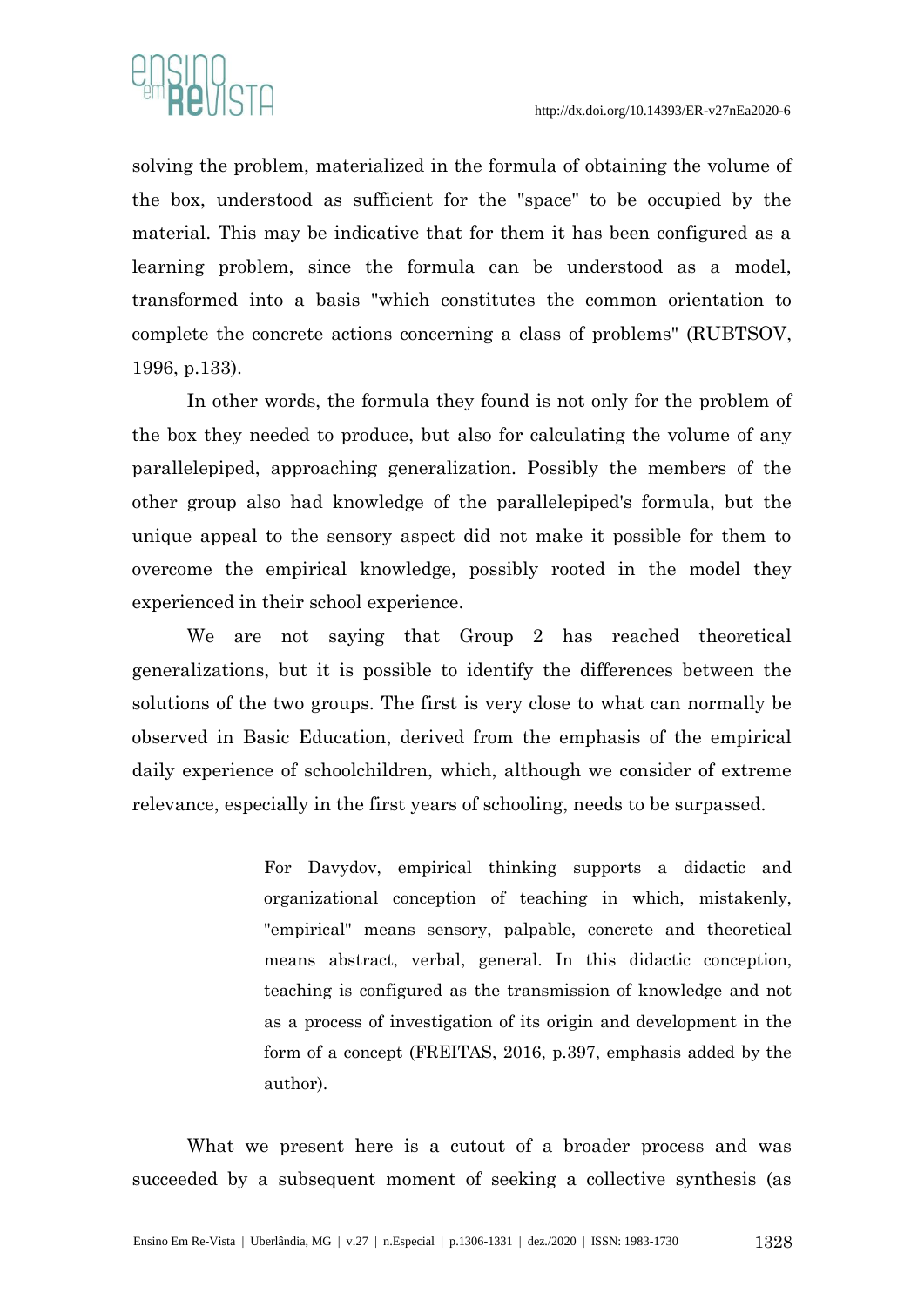solving the problem, materialized in the formula of obtaining the volume of the box, understood as sufficient for the "space" to be occupied by the material. This may be indicative that for them it has been configured as a learning problem, since the formula can be understood as a model, transformed into a basis "which constitutes the common orientation to complete the concrete actions concerning a class of problems" (RUBTSOV, 1996, p.133).

In other words, the formula they found is not only for the problem of the box they needed to produce, but also for calculating the volume of any parallelepiped, approaching generalization. Possibly the members of the other group also had knowledge of the parallelepiped's formula, but the unique appeal to the sensory aspect did not make it possible for them to overcome the empirical knowledge, possibly rooted in the model they experienced in their school experience.

We are not saying that Group 2 has reached theoretical generalizations, but it is possible to identify the differences between the solutions of the two groups. The first is very close to what can normally be observed in Basic Education, derived from the emphasis of the empirical daily experience of schoolchildren, which, although we consider of extreme relevance, especially in the first years of schooling, needs to be surpassed.

> For Davydov, empirical thinking supports a didactic and organizational conception of teaching in which, mistakenly, "empirical" means sensory, palpable, concrete and theoretical means abstract, verbal, general. In this didactic conception, teaching is configured as the transmission of knowledge and not as a process of investigation of its origin and development in the form of a concept (FREITAS, 2016, p.397, emphasis added by the author).

What we present here is a cutout of a broader process and was succeeded by a subsequent moment of seeking a collective synthesis (as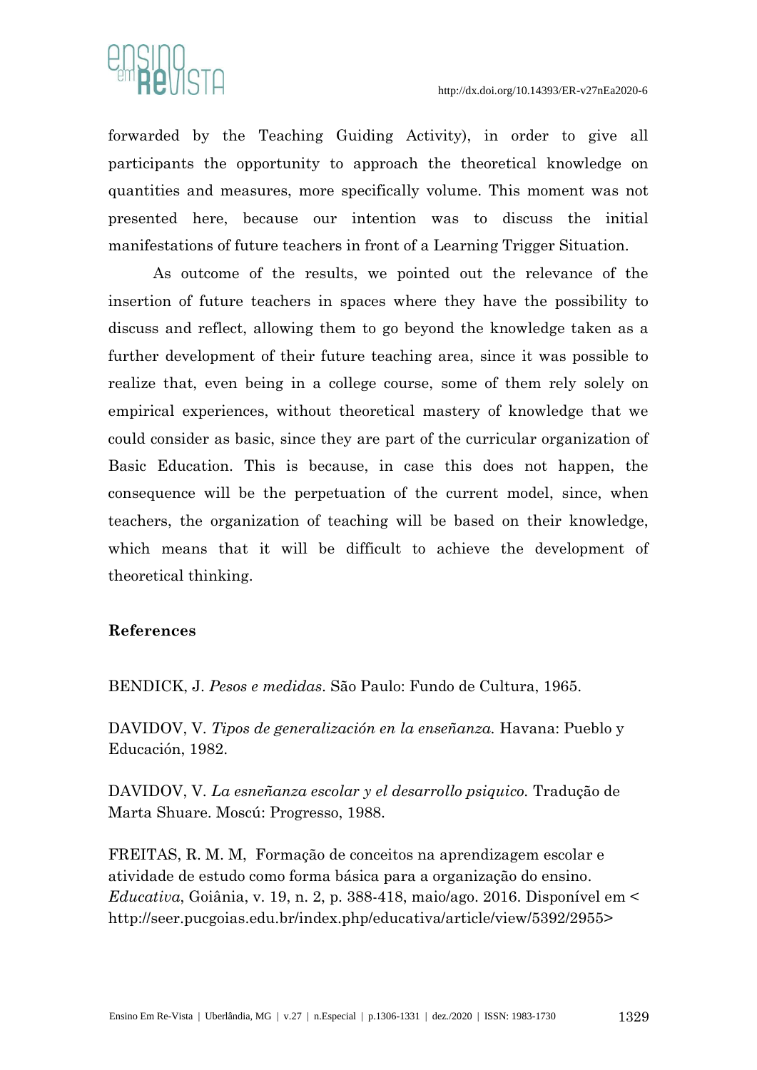forwarded by the Teaching Guiding Activity), in order to give all participants the opportunity to approach the theoretical knowledge on quantities and measures, more specifically volume. This moment was not presented here, because our intention was to discuss the initial manifestations of future teachers in front of a Learning Trigger Situation.

As outcome of the results, we pointed out the relevance of the insertion of future teachers in spaces where they have the possibility to discuss and reflect, allowing them to go beyond the knowledge taken as a further development of their future teaching area, since it was possible to realize that, even being in a college course, some of them rely solely on empirical experiences, without theoretical mastery of knowledge that we could consider as basic, since they are part of the curricular organization of Basic Education. This is because, in case this does not happen, the consequence will be the perpetuation of the current model, since, when teachers, the organization of teaching will be based on their knowledge, which means that it will be difficult to achieve the development of theoretical thinking.

## References

BENDICK, J. *Pesos e medidas*. São Paulo: Fundo de Cultura, 1965.

DAVIDOV, V. *Tipos de generalización en la enseñanza.* Havana: Pueblo y Educación, 1982.

DAVIDOV, V. *La esneñanza escolar y el desarrollo psiquico.* Tradução de Marta Shuare. Moscú: Progresso, 1988.

FREITAS, R. M. M, Formação de conceitos na aprendizagem escolar e atividade de estudo como forma básica para a organização do ensino. *Educativa*, Goiânia, v. 19, n. 2, p. 388-418, maio/ago. 2016. Disponível em < http://seer.pucgoias.edu.br/index.php/educativa/article/view/5392/2955>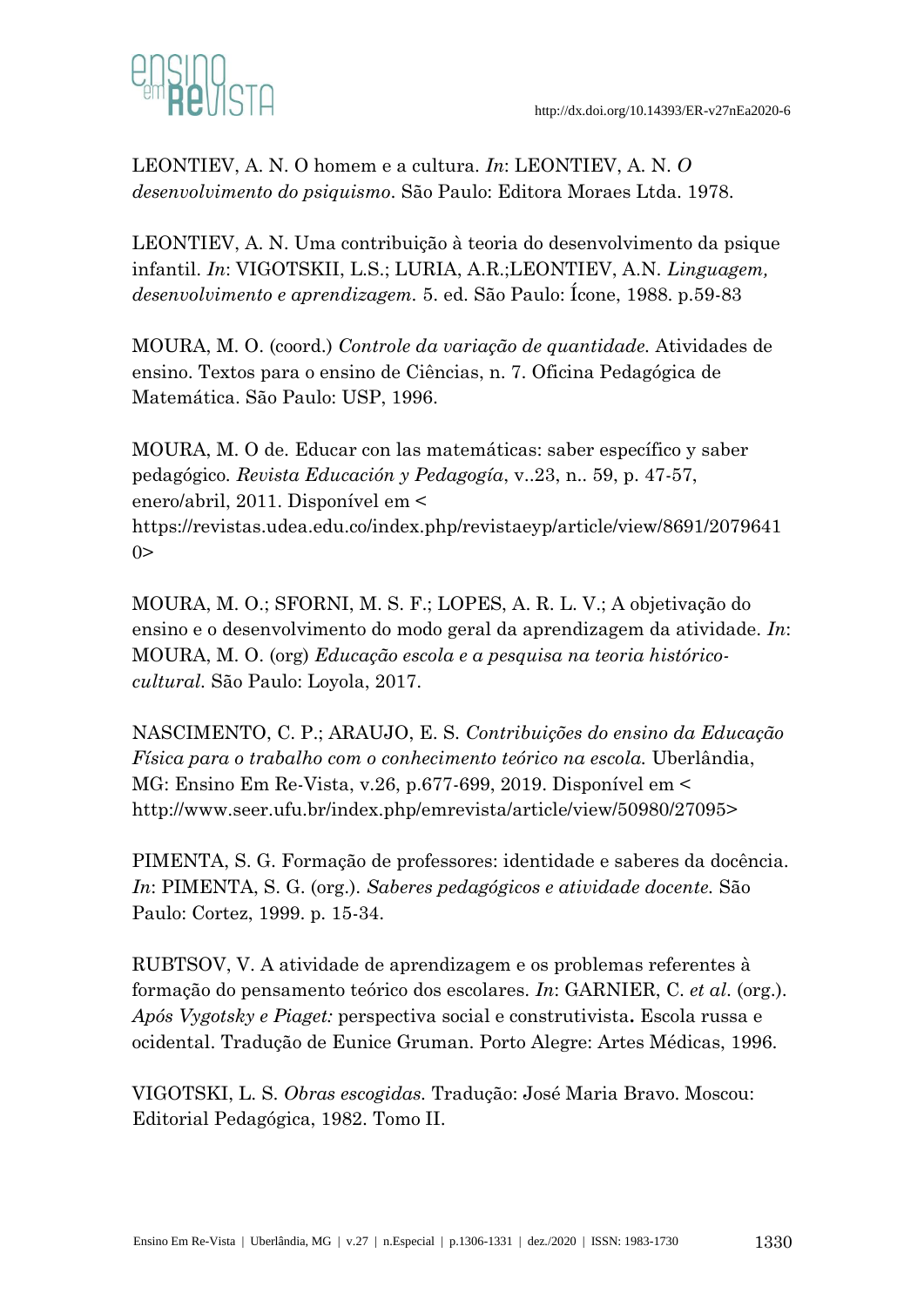LEONTIEV, A. N. O homem e a cultura. *In*: LEONTIEV, A. N. *O desenvolvimento do psiquismo*. São Paulo: Editora Moraes Ltda. 1978.

LEONTIEV, A. N. Uma contribuição à teoria do desenvolvimento da psique infantil. *In*: VIGOTSKII, L.S.; LURIA, A.R.;LEONTIEV, A.N. *Linguagem, desenvolvimento e aprendizagem.* 5. ed. São Paulo: Ícone, 1988. p.59-83

MOURA, M. O. (coord.) *Controle da variação de quantidade.* Atividades de ensino. Textos para o ensino de Ciências, n. 7. Oficina Pedagógica de Matemática. São Paulo: USP, 1996.

MOURA, M. O de. Educar con las matemáticas: saber específico y saber pedagógico. *Revista Educación y Pedagogía*, v..23, n.. 59, p. 47-57, enero/abril, 2011. Disponível em < https://revistas.udea.edu.co/index.php/revistaeyp/article/view/8691/20796410>

MOURA, M. O.; SFORNI, M. S. F.; LOPES, A. R. L. V.; A objetivação do ensino e o desenvolvimento do modo geral da aprendizagem da atividade. *In*: MOURA, M. O. (org) *Educação escola e a pesquisa na teoria histórico-cultural.* São Paulo: Loyola, 2017.

NASCIMENTO, C. P.; ARAUJO, E. S. *Contribuições do ensino da Educação Física para o trabalho com o conhecimento teórico na escola.* Uberlândia, MG: Ensino Em Re-Vista, v.26, p.677-699, 2019. Disponível em < http://www.seer.ufu.br/index.php/emrevista/article/view/50980/27095>

PIMENTA, S. G. Formação de professores: identidade e saberes da docência. *In*: PIMENTA, S. G. (org.). *Saberes pedagógicos e atividade docente.* São Paulo: Cortez, 1999. p. 15-34.

RUBTSOV, V. A atividade de aprendizagem e os problemas referentes à formação do pensamento teórico dos escolares. *In*: GARNIER, C. *et al*. (org.). *Após Vygotsky e Piaget:* perspectiva social e construtivista**.** Escola russa e ocidental. Tradução de Eunice Gruman. Porto Alegre: Artes Médicas, 1996.

VIGOTSKI, L. S. *Obras escogidas.* Tradução: José Maria Bravo. Moscou: Editorial Pedagógica, 1982. Tomo II.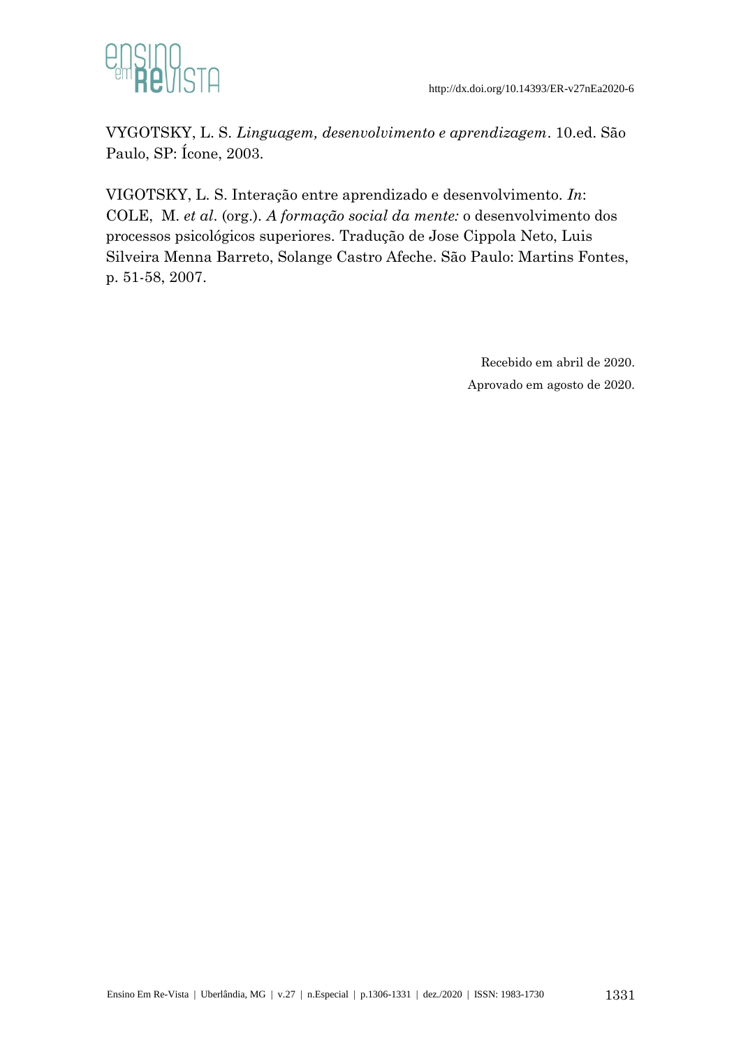VYGOTSKY, L. S. *Linguagem, desenvolvimento e aprendizagem*. 10.ed. São Paulo, SP: Ícone, 2003.

VIGOTSKY, L. S. Interação entre aprendizado e desenvolvimento. *In*: COLE, M. *et al*. (org.). *A formação social da mente:* o desenvolvimento dos processos psicológicos superiores. Tradução de Jose Cippola Neto, Luis Silveira Menna Barreto, Solange Castro Afeche. São Paulo: Martins Fontes, p. 51-58, 2007.

Recebido em abril de 2020.

Aprovado em agosto de 2020.